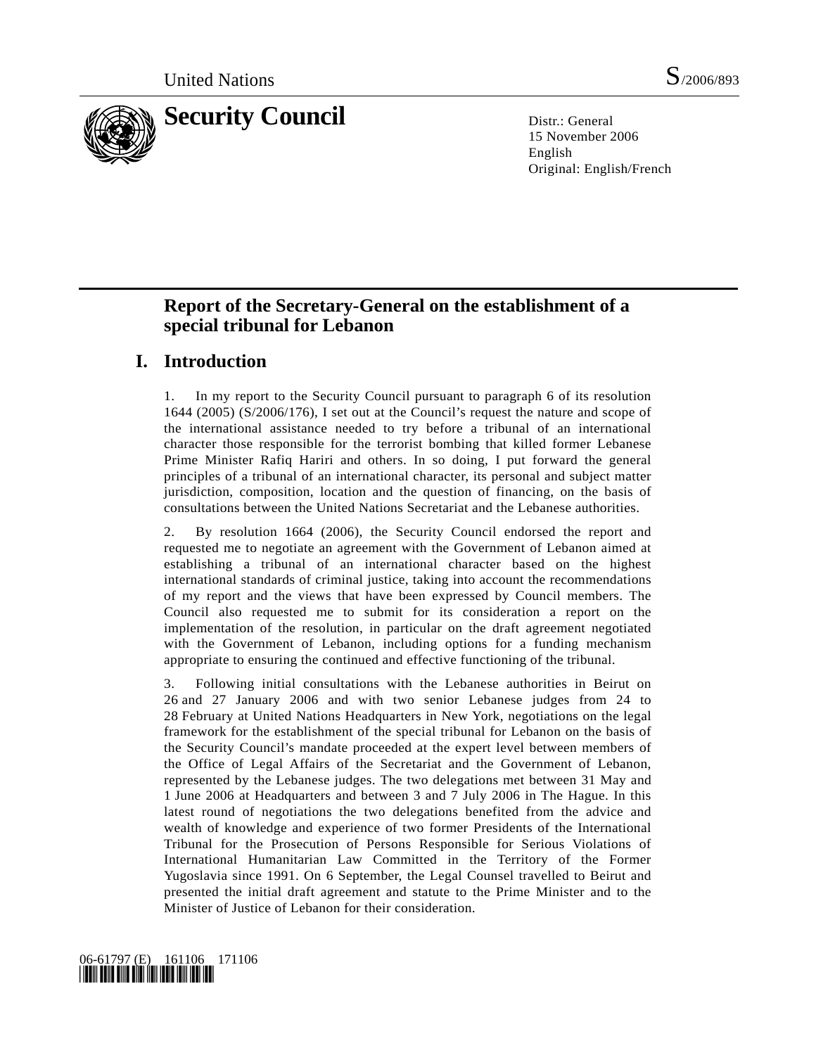United Nations S/2006/893

# Security Council

Distr.: General
15 November 2006
English
Original: English/French

## Report of the Secretary-General on the establishment of a special tribunal for Lebanon

## I. Introduction

1. In my report to the Security Council pursuant to paragraph 6 of its resolution 1644 (2005) (S/2006/176), I set out at the Council's request the nature and scope of the international assistance needed to try before a tribunal of an international character those responsible for the terrorist bombing that killed former Lebanese Prime Minister Rafiq Hariri and others. In so doing, I put forward the general principles of a tribunal of an international character, its personal and subject matter jurisdiction, composition, location and the question of financing, on the basis of consultations between the United Nations Secretariat and the Lebanese authorities.

2. By resolution 1664 (2006), the Security Council endorsed the report and requested me to negotiate an agreement with the Government of Lebanon aimed at establishing a tribunal of an international character based on the highest international standards of criminal justice, taking into account the recommendations of my report and the views that have been expressed by Council members. The Council also requested me to submit for its consideration a report on the implementation of the resolution, in particular on the draft agreement negotiated with the Government of Lebanon, including options for a funding mechanism appropriate to ensuring the continued and effective functioning of the tribunal.

3. Following initial consultations with the Lebanese authorities in Beirut on 26 and 27 January 2006 and with two senior Lebanese judges from 24 to 28 February at United Nations Headquarters in New York, negotiations on the legal framework for the establishment of the special tribunal for Lebanon on the basis of the Security Council's mandate proceeded at the expert level between members of the Office of Legal Affairs of the Secretariat and the Government of Lebanon, represented by the Lebanese judges. The two delegations met between 31 May and 1 June 2006 at Headquarters and between 3 and 7 July 2006 in The Hague. In this latest round of negotiations the two delegations benefited from the advice and wealth of knowledge and experience of two former Presidents of the International Tribunal for the Prosecution of Persons Responsible for Serious Violations of International Humanitarian Law Committed in the Territory of the Former Yugoslavia since 1991. On 6 September, the Legal Counsel travelled to Beirut and presented the initial draft agreement and statute to the Prime Minister and to the Minister of Justice of Lebanon for their consideration.

06-61797 (E) 161106 171106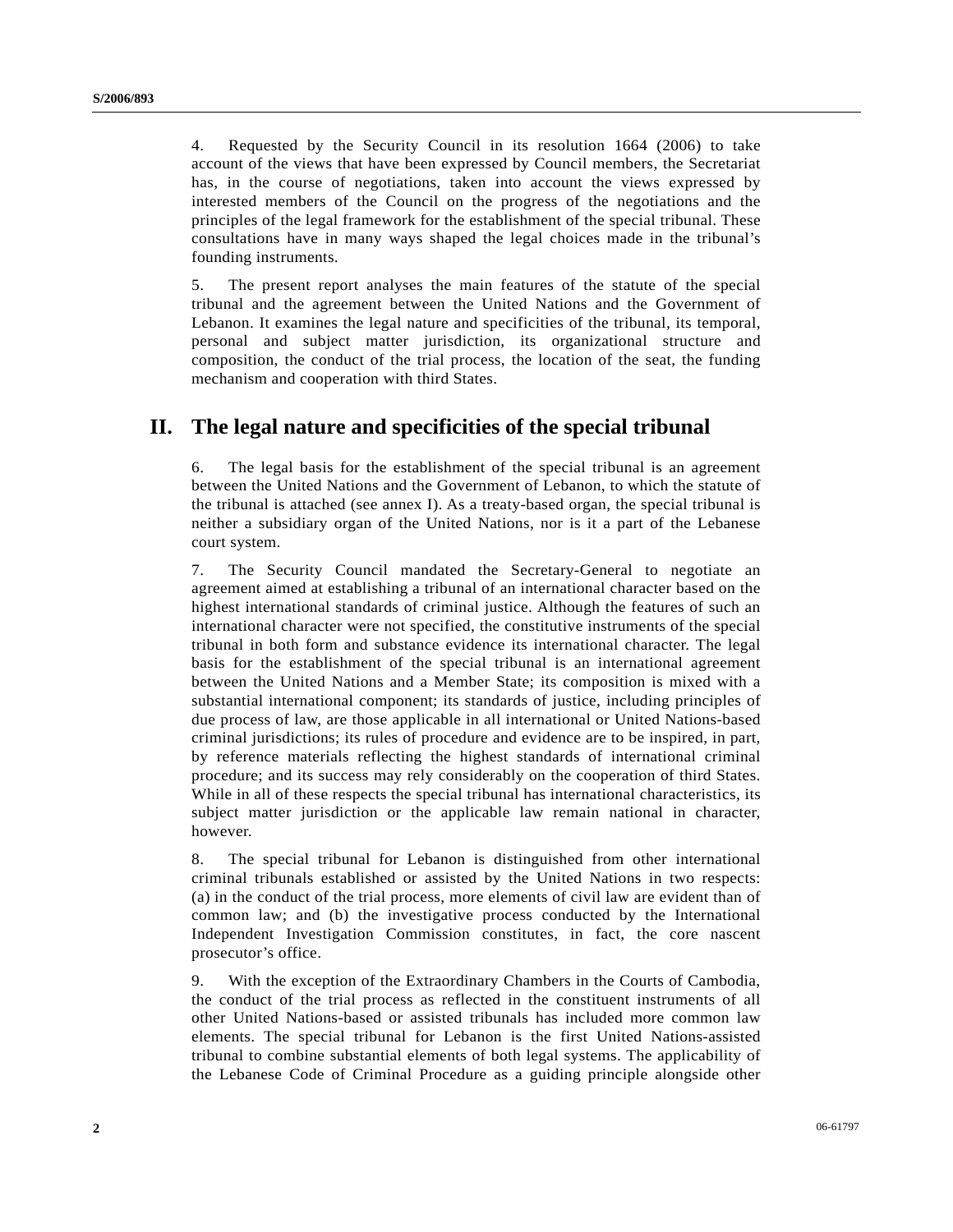4. Requested by the Security Council in its resolution 1664 (2006) to take account of the views that have been expressed by Council members, the Secretariat has, in the course of negotiations, taken into account the views expressed by interested members of the Council on the progress of the negotiations and the principles of the legal framework for the establishment of the special tribunal. These consultations have in many ways shaped the legal choices made in the tribunal's founding instruments.

5. The present report analyses the main features of the statute of the special tribunal and the agreement between the United Nations and the Government of Lebanon. It examines the legal nature and specificities of the tribunal, its temporal, personal and subject matter jurisdiction, its organizational structure and composition, the conduct of the trial process, the location of the seat, the funding mechanism and cooperation with third States.

## II. The legal nature and specificities of the special tribunal

6. The legal basis for the establishment of the special tribunal is an agreement between the United Nations and the Government of Lebanon, to which the statute of the tribunal is attached (see annex I). As a treaty-based organ, the special tribunal is neither a subsidiary organ of the United Nations, nor is it a part of the Lebanese court system.

7. The Security Council mandated the Secretary-General to negotiate an agreement aimed at establishing a tribunal of an international character based on the highest international standards of criminal justice. Although the features of such an international character were not specified, the constitutive instruments of the special tribunal in both form and substance evidence its international character. The legal basis for the establishment of the special tribunal is an international agreement between the United Nations and a Member State; its composition is mixed with a substantial international component; its standards of justice, including principles of due process of law, are those applicable in all international or United Nations-based criminal jurisdictions; its rules of procedure and evidence are to be inspired, in part, by reference materials reflecting the highest standards of international criminal procedure; and its success may rely considerably on the cooperation of third States. While in all of these respects the special tribunal has international characteristics, its subject matter jurisdiction or the applicable law remain national in character, however.

8. The special tribunal for Lebanon is distinguished from other international criminal tribunals established or assisted by the United Nations in two respects: (a) in the conduct of the trial process, more elements of civil law are evident than of common law; and (b) the investigative process conducted by the International Independent Investigation Commission constitutes, in fact, the core nascent prosecutor's office.

9. With the exception of the Extraordinary Chambers in the Courts of Cambodia, the conduct of the trial process as reflected in the constituent instruments of all other United Nations-based or assisted tribunals has included more common law elements. The special tribunal for Lebanon is the first United Nations-assisted tribunal to combine substantial elements of both legal systems. The applicability of the Lebanese Code of Criminal Procedure as a guiding principle alongside other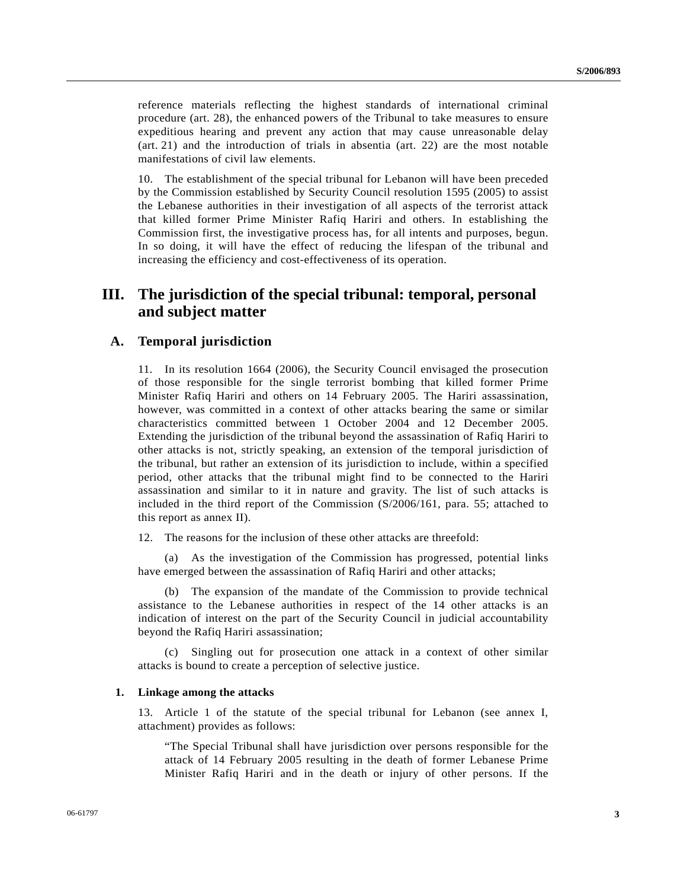reference materials reflecting the highest standards of international criminal procedure (art. 28), the enhanced powers of the Tribunal to take measures to ensure expeditious hearing and prevent any action that may cause unreasonable delay (art. 21) and the introduction of trials in absentia (art. 22) are the most notable manifestations of civil law elements.

10. The establishment of the special tribunal for Lebanon will have been preceded by the Commission established by Security Council resolution 1595 (2005) to assist the Lebanese authorities in their investigation of all aspects of the terrorist attack that killed former Prime Minister Rafiq Hariri and others. In establishing the Commission first, the investigative process has, for all intents and purposes, begun. In so doing, it will have the effect of reducing the lifespan of the tribunal and increasing the efficiency and cost-effectiveness of its operation.

# III. The jurisdiction of the special tribunal: temporal, personal and subject matter

## A. Temporal jurisdiction

11. In its resolution 1664 (2006), the Security Council envisaged the prosecution of those responsible for the single terrorist bombing that killed former Prime Minister Rafiq Hariri and others on 14 February 2005. The Hariri assassination, however, was committed in a context of other attacks bearing the same or similar characteristics committed between 1 October 2004 and 12 December 2005. Extending the jurisdiction of the tribunal beyond the assassination of Rafiq Hariri to other attacks is not, strictly speaking, an extension of the temporal jurisdiction of the tribunal, but rather an extension of its jurisdiction to include, within a specified period, other attacks that the tribunal might find to be connected to the Hariri assassination and similar to it in nature and gravity. The list of such attacks is included in the third report of the Commission (S/2006/161, para. 55; attached to this report as annex II).

12. The reasons for the inclusion of these other attacks are threefold:

(a) As the investigation of the Commission has progressed, potential links have emerged between the assassination of Rafiq Hariri and other attacks;

(b) The expansion of the mandate of the Commission to provide technical assistance to the Lebanese authorities in respect of the 14 other attacks is an indication of interest on the part of the Security Council in judicial accountability beyond the Rafiq Hariri assassination;

(c) Singling out for prosecution one attack in a context of other similar attacks is bound to create a perception of selective justice.

### 1. Linkage among the attacks

13. Article 1 of the statute of the special tribunal for Lebanon (see annex I, attachment) provides as follows:

> "The Special Tribunal shall have jurisdiction over persons responsible for the attack of 14 February 2005 resulting in the death of former Lebanese Prime Minister Rafiq Hariri and in the death or injury of other persons. If the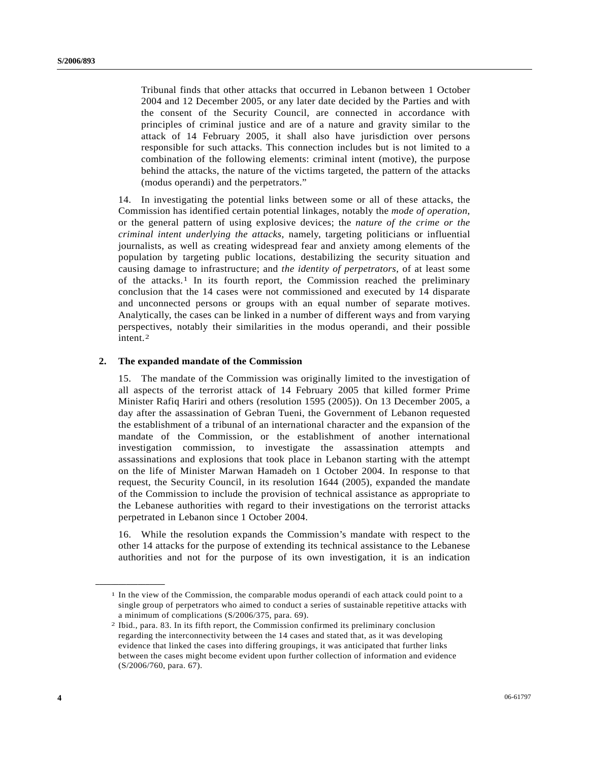Tribunal finds that other attacks that occurred in Lebanon between 1 October 2004 and 12 December 2005, or any later date decided by the Parties and with the consent of the Security Council, are connected in accordance with principles of criminal justice and are of a nature and gravity similar to the attack of 14 February 2005, it shall also have jurisdiction over persons responsible for such attacks. This connection includes but is not limited to a combination of the following elements: criminal intent (motive), the purpose behind the attacks, the nature of the victims targeted, the pattern of the attacks (modus operandi) and the perpetrators."

14. In investigating the potential links between some or all of these attacks, the Commission has identified certain potential linkages, notably the *mode of operation*, or the general pattern of using explosive devices; the *nature of the crime or the criminal intent underlying the attacks*, namely, targeting politicians or influential journalists, as well as creating widespread fear and anxiety among elements of the population by targeting public locations, destabilizing the security situation and causing damage to infrastructure; and *the identity of perpetrators*, of at least some of the attacks.[1] In its fourth report, the Commission reached the preliminary conclusion that the 14 cases were not commissioned and executed by 14 disparate and unconnected persons or groups with an equal number of separate motives. Analytically, the cases can be linked in a number of different ways and from varying perspectives, notably their similarities in the modus operandi, and their possible intent.[2]

## 2. The expanded mandate of the Commission

15. The mandate of the Commission was originally limited to the investigation of all aspects of the terrorist attack of 14 February 2005 that killed former Prime Minister Rafiq Hariri and others (resolution 1595 (2005)). On 13 December 2005, a day after the assassination of Gebran Tueni, the Government of Lebanon requested the establishment of a tribunal of an international character and the expansion of the mandate of the Commission, or the establishment of another international investigation commission, to investigate the assassination attempts and assassinations and explosions that took place in Lebanon starting with the attempt on the life of Minister Marwan Hamadeh on 1 October 2004. In response to that request, the Security Council, in its resolution 1644 (2005), expanded the mandate of the Commission to include the provision of technical assistance as appropriate to the Lebanese authorities with regard to their investigations on the terrorist attacks perpetrated in Lebanon since 1 October 2004.

16. While the resolution expands the Commission's mandate with respect to the other 14 attacks for the purpose of extending its technical assistance to the Lebanese authorities and not for the purpose of its own investigation, it is an indication

---

[1] In the view of the Commission, the comparable modus operandi of each attack could point to a single group of perpetrators who aimed to conduct a series of sustainable repetitive attacks with a minimum of complications (S/2006/375, para. 69).

[2] Ibid., para. 83. In its fifth report, the Commission confirmed its preliminary conclusion regarding the interconnectivity between the 14 cases and stated that, as it was developing evidence that linked the cases into differing groupings, it was anticipated that further links between the cases might become evident upon further collection of information and evidence (S/2006/760, para. 67).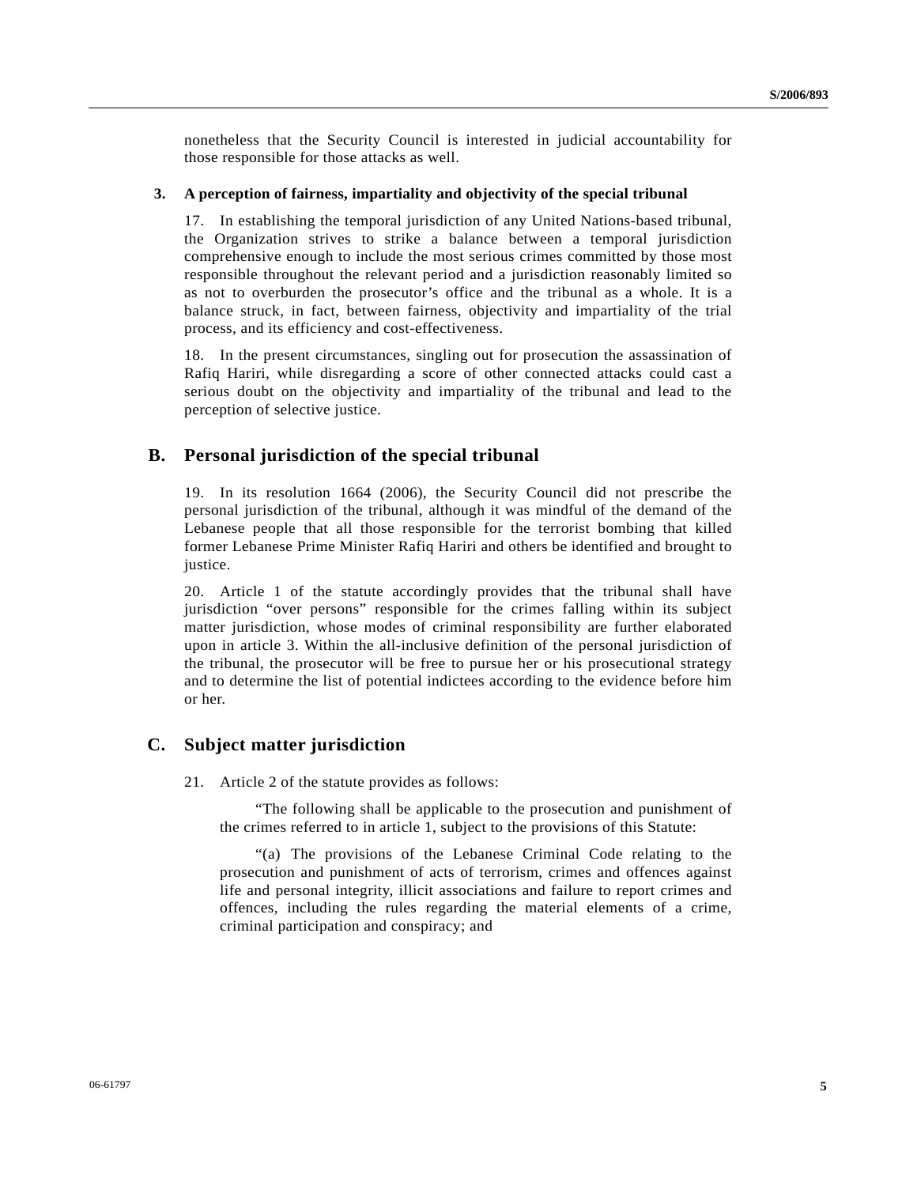nonetheless that the Security Council is interested in judicial accountability for those responsible for those attacks as well.

### 3. A perception of fairness, impartiality and objectivity of the special tribunal

17. In establishing the temporal jurisdiction of any United Nations-based tribunal, the Organization strives to strike a balance between a temporal jurisdiction comprehensive enough to include the most serious crimes committed by those most responsible throughout the relevant period and a jurisdiction reasonably limited so as not to overburden the prosecutor's office and the tribunal as a whole. It is a balance struck, in fact, between fairness, objectivity and impartiality of the trial process, and its efficiency and cost-effectiveness.

18. In the present circumstances, singling out for prosecution the assassination of Rafiq Hariri, while disregarding a score of other connected attacks could cast a serious doubt on the objectivity and impartiality of the tribunal and lead to the perception of selective justice.

## B. Personal jurisdiction of the special tribunal

19. In its resolution 1664 (2006), the Security Council did not prescribe the personal jurisdiction of the tribunal, although it was mindful of the demand of the Lebanese people that all those responsible for the terrorist bombing that killed former Lebanese Prime Minister Rafiq Hariri and others be identified and brought to justice.

20. Article 1 of the statute accordingly provides that the tribunal shall have jurisdiction "over persons" responsible for the crimes falling within its subject matter jurisdiction, whose modes of criminal responsibility are further elaborated upon in article 3. Within the all-inclusive definition of the personal jurisdiction of the tribunal, the prosecutor will be free to pursue her or his prosecutional strategy and to determine the list of potential indictees according to the evidence before him or her.

## C. Subject matter jurisdiction

21. Article 2 of the statute provides as follows:

> "The following shall be applicable to the prosecution and punishment of the crimes referred to in article 1, subject to the provisions of this Statute:
>
> "(a) The provisions of the Lebanese Criminal Code relating to the prosecution and punishment of acts of terrorism, crimes and offences against life and personal integrity, illicit associations and failure to report crimes and offences, including the rules regarding the material elements of a crime, criminal participation and conspiracy; and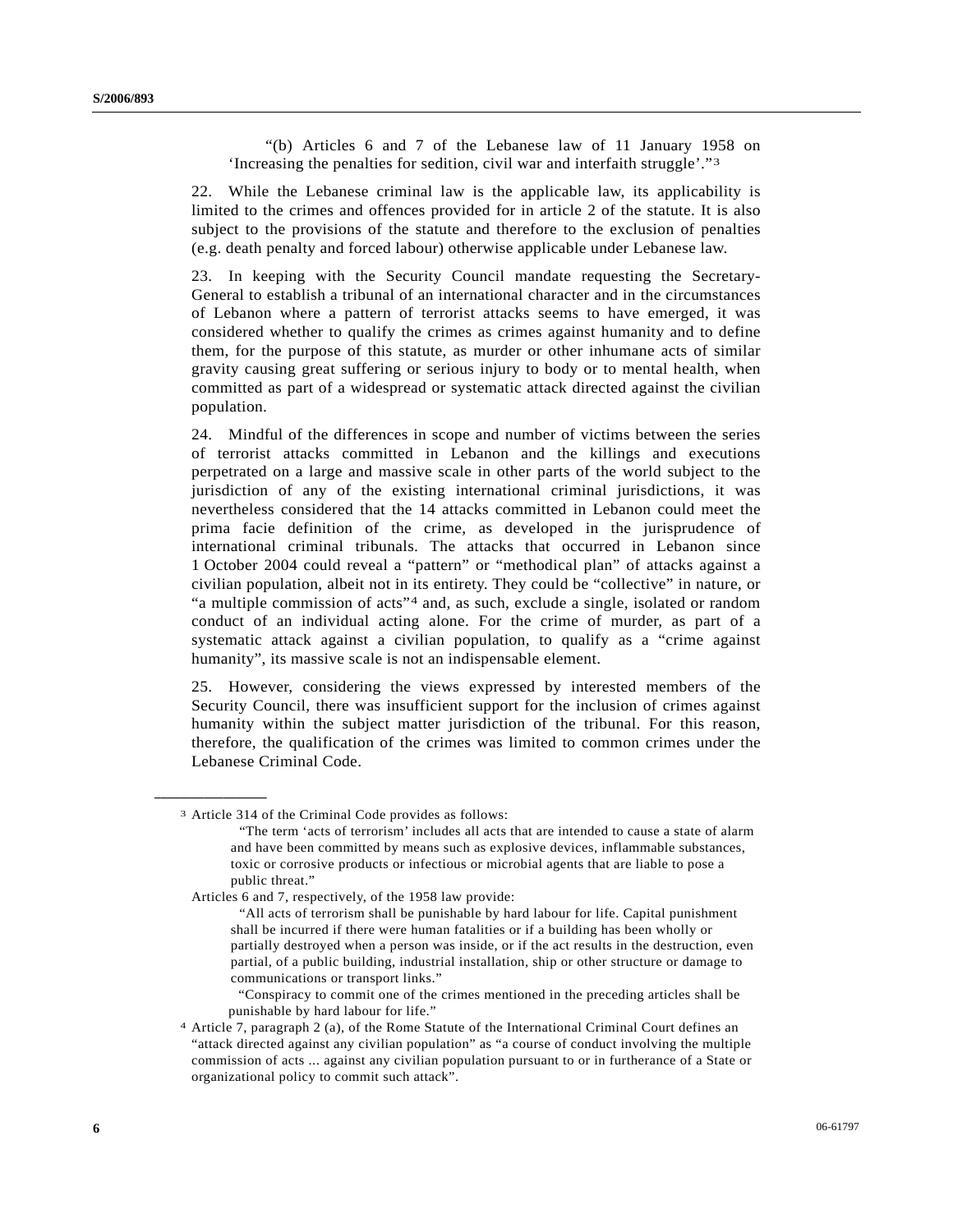"(b) Articles 6 and 7 of the Lebanese law of 11 January 1958 on 'Increasing the penalties for sedition, civil war and interfaith struggle'."[3]

22. While the Lebanese criminal law is the applicable law, its applicability is limited to the crimes and offences provided for in article 2 of the statute. It is also subject to the provisions of the statute and therefore to the exclusion of penalties (e.g. death penalty and forced labour) otherwise applicable under Lebanese law.

23. In keeping with the Security Council mandate requesting the Secretary-General to establish a tribunal of an international character and in the circumstances of Lebanon where a pattern of terrorist attacks seems to have emerged, it was considered whether to qualify the crimes as crimes against humanity and to define them, for the purpose of this statute, as murder or other inhumane acts of similar gravity causing great suffering or serious injury to body or to mental health, when committed as part of a widespread or systematic attack directed against the civilian population.

24. Mindful of the differences in scope and number of victims between the series of terrorist attacks committed in Lebanon and the killings and executions perpetrated on a large and massive scale in other parts of the world subject to the jurisdiction of any of the existing international criminal jurisdictions, it was nevertheless considered that the 14 attacks committed in Lebanon could meet the prima facie definition of the crime, as developed in the jurisprudence of international criminal tribunals. The attacks that occurred in Lebanon since 1 October 2004 could reveal a "pattern" or "methodical plan" of attacks against a civilian population, albeit not in its entirety. They could be "collective" in nature, or "a multiple commission of acts"[4] and, as such, exclude a single, isolated or random conduct of an individual acting alone. For the crime of murder, as part of a systematic attack against a civilian population, to qualify as a "crime against humanity", its massive scale is not an indispensable element.

25. However, considering the views expressed by interested members of the Security Council, there was insufficient support for the inclusion of crimes against humanity within the subject matter jurisdiction of the tribunal. For this reason, therefore, the qualification of the crimes was limited to common crimes under the Lebanese Criminal Code.

---

[3] Article 314 of the Criminal Code provides as follows:

> "The term 'acts of terrorism' includes all acts that are intended to cause a state of alarm and have been committed by means such as explosive devices, inflammable substances, toxic or corrosive products or infectious or microbial agents that are liable to pose a public threat."

Articles 6 and 7, respectively, of the 1958 law provide:

> "All acts of terrorism shall be punishable by hard labour for life. Capital punishment shall be incurred if there were human fatalities or if a building has been wholly or partially destroyed when a person was inside, or if the act results in the destruction, even partial, of a public building, industrial installation, ship or other structure or damage to communications or transport links."

> "Conspiracy to commit one of the crimes mentioned in the preceding articles shall be punishable by hard labour for life."

[4] Article 7, paragraph 2 (a), of the Rome Statute of the International Criminal Court defines an "attack directed against any civilian population" as "a course of conduct involving the multiple commission of acts ... against any civilian population pursuant to or in furtherance of a State or organizational policy to commit such attack".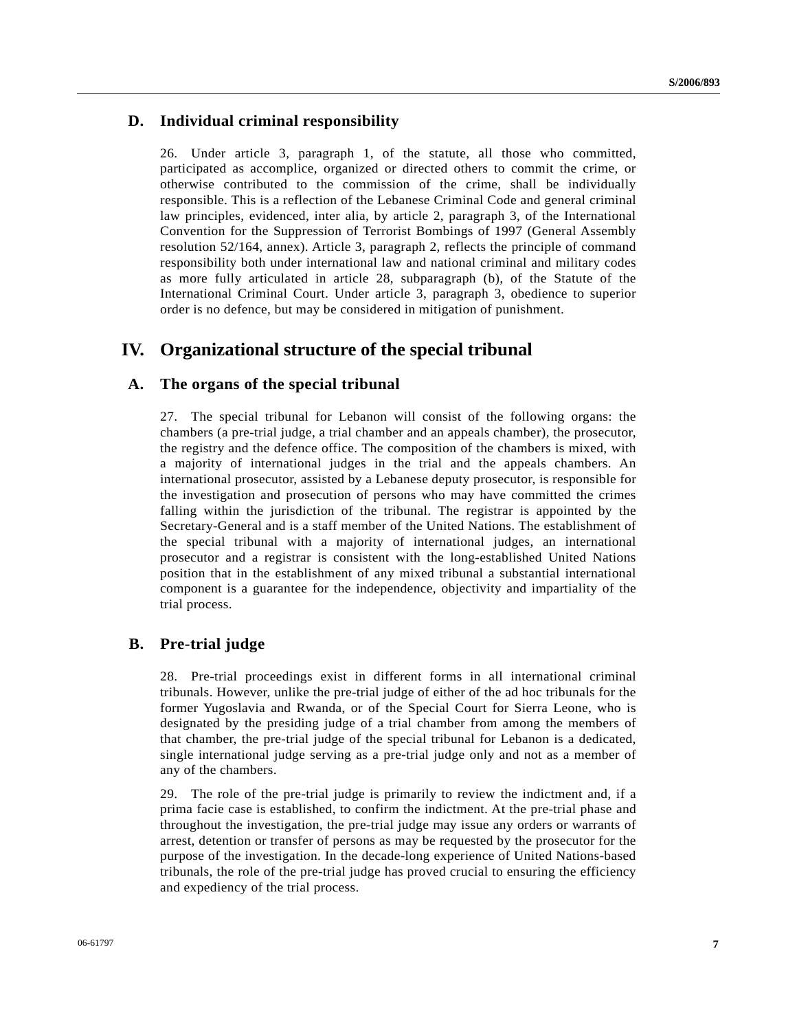### D. Individual criminal responsibility

26. Under article 3, paragraph 1, of the statute, all those who committed, participated as accomplice, organized or directed others to commit the crime, or otherwise contributed to the commission of the crime, shall be individually responsible. This is a reflection of the Lebanese Criminal Code and general criminal law principles, evidenced, inter alia, by article 2, paragraph 3, of the International Convention for the Suppression of Terrorist Bombings of 1997 (General Assembly resolution 52/164, annex). Article 3, paragraph 2, reflects the principle of command responsibility both under international law and national criminal and military codes as more fully articulated in article 28, subparagraph (b), of the Statute of the International Criminal Court. Under article 3, paragraph 3, obedience to superior order is no defence, but may be considered in mitigation of punishment.

## IV. Organizational structure of the special tribunal

### A. The organs of the special tribunal

27. The special tribunal for Lebanon will consist of the following organs: the chambers (a pre-trial judge, a trial chamber and an appeals chamber), the prosecutor, the registry and the defence office. The composition of the chambers is mixed, with a majority of international judges in the trial and the appeals chambers. An international prosecutor, assisted by a Lebanese deputy prosecutor, is responsible for the investigation and prosecution of persons who may have committed the crimes falling within the jurisdiction of the tribunal. The registrar is appointed by the Secretary-General and is a staff member of the United Nations. The establishment of the special tribunal with a majority of international judges, an international prosecutor and a registrar is consistent with the long-established United Nations position that in the establishment of any mixed tribunal a substantial international component is a guarantee for the independence, objectivity and impartiality of the trial process.

### B. Pre-trial judge

28. Pre-trial proceedings exist in different forms in all international criminal tribunals. However, unlike the pre-trial judge of either of the ad hoc tribunals for the former Yugoslavia and Rwanda, or of the Special Court for Sierra Leone, who is designated by the presiding judge of a trial chamber from among the members of that chamber, the pre-trial judge of the special tribunal for Lebanon is a dedicated, single international judge serving as a pre-trial judge only and not as a member of any of the chambers.

29. The role of the pre-trial judge is primarily to review the indictment and, if a prima facie case is established, to confirm the indictment. At the pre-trial phase and throughout the investigation, the pre-trial judge may issue any orders or warrants of arrest, detention or transfer of persons as may be requested by the prosecutor for the purpose of the investigation. In the decade-long experience of United Nations-based tribunals, the role of the pre-trial judge has proved crucial to ensuring the efficiency and expediency of the trial process.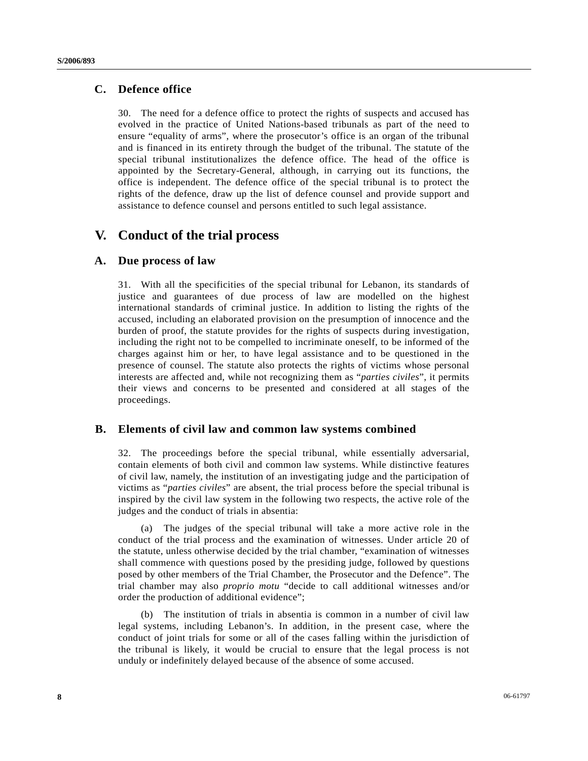## C. Defence office

30. The need for a defence office to protect the rights of suspects and accused has evolved in the practice of United Nations-based tribunals as part of the need to ensure "equality of arms", where the prosecutor's office is an organ of the tribunal and is financed in its entirety through the budget of the tribunal. The statute of the special tribunal institutionalizes the defence office. The head of the office is appointed by the Secretary-General, although, in carrying out its functions, the office is independent. The defence office of the special tribunal is to protect the rights of the defence, draw up the list of defence counsel and provide support and assistance to defence counsel and persons entitled to such legal assistance.

# V. Conduct of the trial process

## A. Due process of law

31. With all the specificities of the special tribunal for Lebanon, its standards of justice and guarantees of due process of law are modelled on the highest international standards of criminal justice. In addition to listing the rights of the accused, including an elaborated provision on the presumption of innocence and the burden of proof, the statute provides for the rights of suspects during investigation, including the right not to be compelled to incriminate oneself, to be informed of the charges against him or her, to have legal assistance and to be questioned in the presence of counsel. The statute also protects the rights of victims whose personal interests are affected and, while not recognizing them as "*parties civiles*", it permits their views and concerns to be presented and considered at all stages of the proceedings.

## B. Elements of civil law and common law systems combined

32. The proceedings before the special tribunal, while essentially adversarial, contain elements of both civil and common law systems. While distinctive features of civil law, namely, the institution of an investigating judge and the participation of victims as "*parties civiles*" are absent, the trial process before the special tribunal is inspired by the civil law system in the following two respects, the active role of the judges and the conduct of trials in absentia:

(a) The judges of the special tribunal will take a more active role in the conduct of the trial process and the examination of witnesses. Under article 20 of the statute, unless otherwise decided by the trial chamber, "examination of witnesses shall commence with questions posed by the presiding judge, followed by questions posed by other members of the Trial Chamber, the Prosecutor and the Defence". The trial chamber may also *proprio motu* "decide to call additional witnesses and/or order the production of additional evidence";

(b) The institution of trials in absentia is common in a number of civil law legal systems, including Lebanon's. In addition, in the present case, where the conduct of joint trials for some or all of the cases falling within the jurisdiction of the tribunal is likely, it would be crucial to ensure that the legal process is not unduly or indefinitely delayed because of the absence of some accused.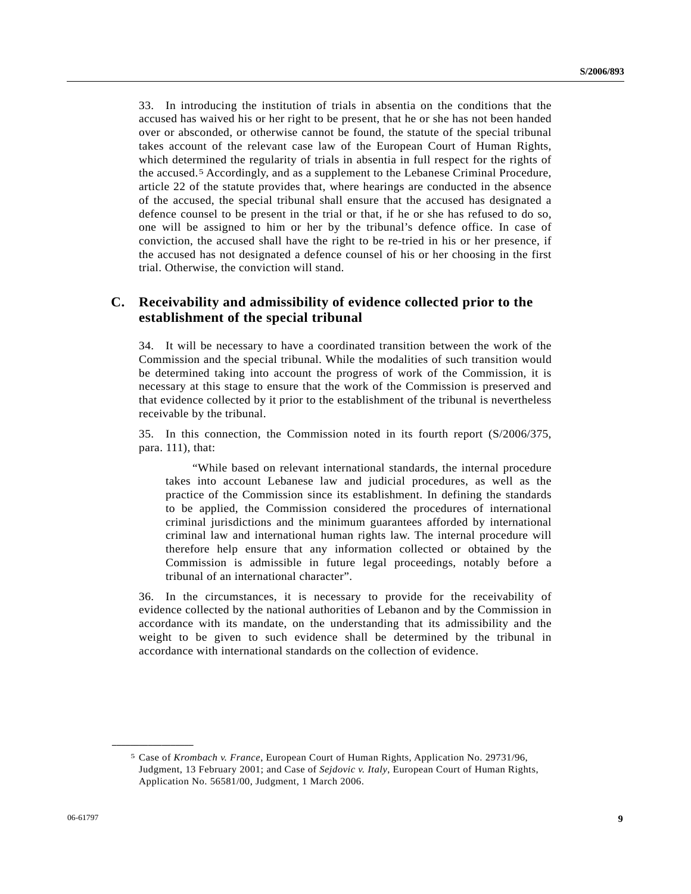33. In introducing the institution of trials in absentia on the conditions that the accused has waived his or her right to be present, that he or she has not been handed over or absconded, or otherwise cannot be found, the statute of the special tribunal takes account of the relevant case law of the European Court of Human Rights, which determined the regularity of trials in absentia in full respect for the rights of the accused.[5] Accordingly, and as a supplement to the Lebanese Criminal Procedure, article 22 of the statute provides that, where hearings are conducted in the absence of the accused, the special tribunal shall ensure that the accused has designated a defence counsel to be present in the trial or that, if he or she has refused to do so, one will be assigned to him or her by the tribunal's defence office. In case of conviction, the accused shall have the right to be re-tried in his or her presence, if the accused has not designated a defence counsel of his or her choosing in the first trial. Otherwise, the conviction will stand.

## C. Receivability and admissibility of evidence collected prior to the establishment of the special tribunal

34. It will be necessary to have a coordinated transition between the work of the Commission and the special tribunal. While the modalities of such transition would be determined taking into account the progress of work of the Commission, it is necessary at this stage to ensure that the work of the Commission is preserved and that evidence collected by it prior to the establishment of the tribunal is nevertheless receivable by the tribunal.

35. In this connection, the Commission noted in its fourth report (S/2006/375, para. 111), that:

> "While based on relevant international standards, the internal procedure takes into account Lebanese law and judicial procedures, as well as the practice of the Commission since its establishment. In defining the standards to be applied, the Commission considered the procedures of international criminal jurisdictions and the minimum guarantees afforded by international criminal law and international human rights law. The internal procedure will therefore help ensure that any information collected or obtained by the Commission is admissible in future legal proceedings, notably before a tribunal of an international character".

36. In the circumstances, it is necessary to provide for the receivability of evidence collected by the national authorities of Lebanon and by the Commission in accordance with its mandate, on the understanding that its admissibility and the weight to be given to such evidence shall be determined by the tribunal in accordance with international standards on the collection of evidence.

---

[5] Case of *Krombach v. France*, European Court of Human Rights, Application No. 29731/96, Judgment, 13 February 2001; and Case of *Sejdovic v. Italy*, European Court of Human Rights, Application No. 56581/00, Judgment, 1 March 2006.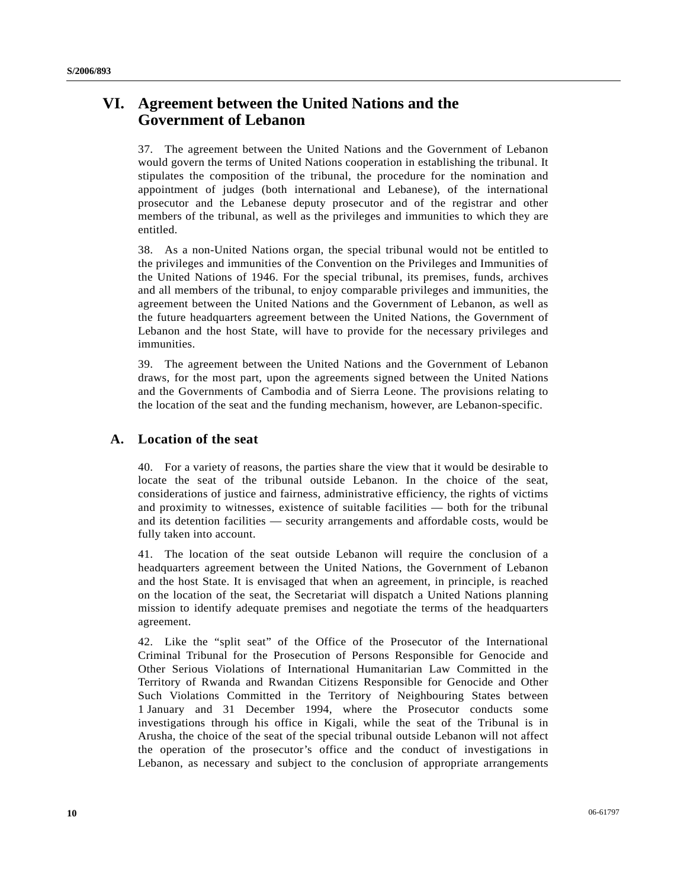## VI. Agreement between the United Nations and the Government of Lebanon

37. The agreement between the United Nations and the Government of Lebanon would govern the terms of United Nations cooperation in establishing the tribunal. It stipulates the composition of the tribunal, the procedure for the nomination and appointment of judges (both international and Lebanese), of the international prosecutor and the Lebanese deputy prosecutor and of the registrar and other members of the tribunal, as well as the privileges and immunities to which they are entitled.

38. As a non-United Nations organ, the special tribunal would not be entitled to the privileges and immunities of the Convention on the Privileges and Immunities of the United Nations of 1946. For the special tribunal, its premises, funds, archives and all members of the tribunal, to enjoy comparable privileges and immunities, the agreement between the United Nations and the Government of Lebanon, as well as the future headquarters agreement between the United Nations, the Government of Lebanon and the host State, will have to provide for the necessary privileges and immunities.

39. The agreement between the United Nations and the Government of Lebanon draws, for the most part, upon the agreements signed between the United Nations and the Governments of Cambodia and of Sierra Leone. The provisions relating to the location of the seat and the funding mechanism, however, are Lebanon-specific.

### A. Location of the seat

40. For a variety of reasons, the parties share the view that it would be desirable to locate the seat of the tribunal outside Lebanon. In the choice of the seat, considerations of justice and fairness, administrative efficiency, the rights of victims and proximity to witnesses, existence of suitable facilities — both for the tribunal and its detention facilities — security arrangements and affordable costs, would be fully taken into account.

41. The location of the seat outside Lebanon will require the conclusion of a headquarters agreement between the United Nations, the Government of Lebanon and the host State. It is envisaged that when an agreement, in principle, is reached on the location of the seat, the Secretariat will dispatch a United Nations planning mission to identify adequate premises and negotiate the terms of the headquarters agreement.

42. Like the "split seat" of the Office of the Prosecutor of the International Criminal Tribunal for the Prosecution of Persons Responsible for Genocide and Other Serious Violations of International Humanitarian Law Committed in the Territory of Rwanda and Rwandan Citizens Responsible for Genocide and Other Such Violations Committed in the Territory of Neighbouring States between 1 January and 31 December 1994, where the Prosecutor conducts some investigations through his office in Kigali, while the seat of the Tribunal is in Arusha, the choice of the seat of the special tribunal outside Lebanon will not affect the operation of the prosecutor's office and the conduct of investigations in Lebanon, as necessary and subject to the conclusion of appropriate arrangements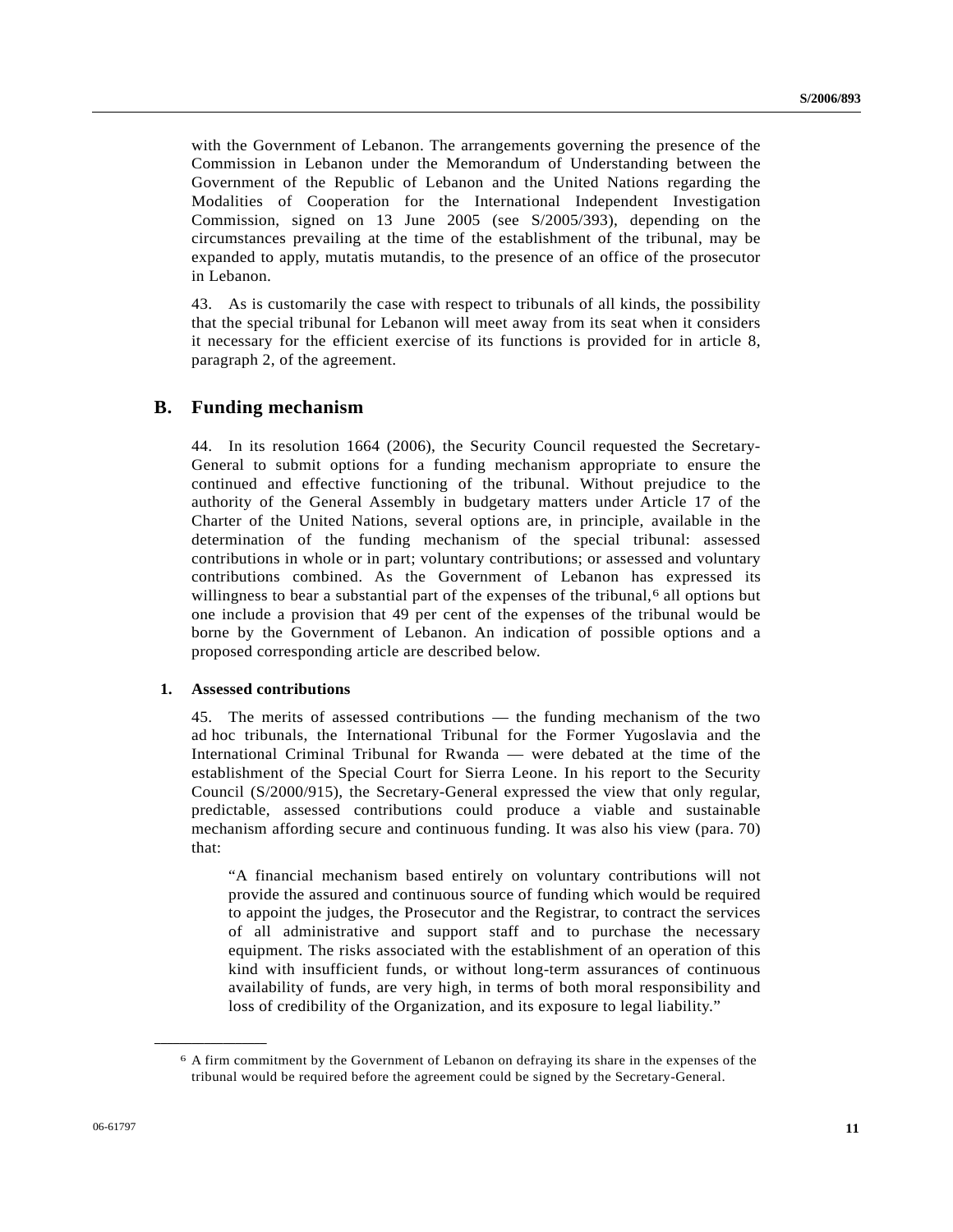with the Government of Lebanon. The arrangements governing the presence of the Commission in Lebanon under the Memorandum of Understanding between the Government of the Republic of Lebanon and the United Nations regarding the Modalities of Cooperation for the International Independent Investigation Commission, signed on 13 June 2005 (see S/2005/393), depending on the circumstances prevailing at the time of the establishment of the tribunal, may be expanded to apply, mutatis mutandis, to the presence of an office of the prosecutor in Lebanon.

43. As is customarily the case with respect to tribunals of all kinds, the possibility that the special tribunal for Lebanon will meet away from its seat when it considers it necessary for the efficient exercise of its functions is provided for in article 8, paragraph 2, of the agreement.

## B. Funding mechanism

44. In its resolution 1664 (2006), the Security Council requested the Secretary-General to submit options for a funding mechanism appropriate to ensure the continued and effective functioning of the tribunal. Without prejudice to the authority of the General Assembly in budgetary matters under Article 17 of the Charter of the United Nations, several options are, in principle, available in the determination of the funding mechanism of the special tribunal: assessed contributions in whole or in part; voluntary contributions; or assessed and voluntary contributions combined. As the Government of Lebanon has expressed its willingness to bear a substantial part of the expenses of the tribunal,[6] all options but one include a provision that 49 per cent of the expenses of the tribunal would be borne by the Government of Lebanon. An indication of possible options and a proposed corresponding article are described below.

### 1. Assessed contributions

45. The merits of assessed contributions — the funding mechanism of the two ad hoc tribunals, the International Tribunal for the Former Yugoslavia and the International Criminal Tribunal for Rwanda — were debated at the time of the establishment of the Special Court for Sierra Leone. In his report to the Security Council (S/2000/915), the Secretary-General expressed the view that only regular, predictable, assessed contributions could produce a viable and sustainable mechanism affording secure and continuous funding. It was also his view (para. 70) that:

> "A financial mechanism based entirely on voluntary contributions will not provide the assured and continuous source of funding which would be required to appoint the judges, the Prosecutor and the Registrar, to contract the services of all administrative and support staff and to purchase the necessary equipment. The risks associated with the establishment of an operation of this kind with insufficient funds, or without long-term assurances of continuous availability of funds, are very high, in terms of both moral responsibility and loss of credibility of the Organization, and its exposure to legal liability."

---

[6] A firm commitment by the Government of Lebanon on defraying its share in the expenses of the tribunal would be required before the agreement could be signed by the Secretary-General.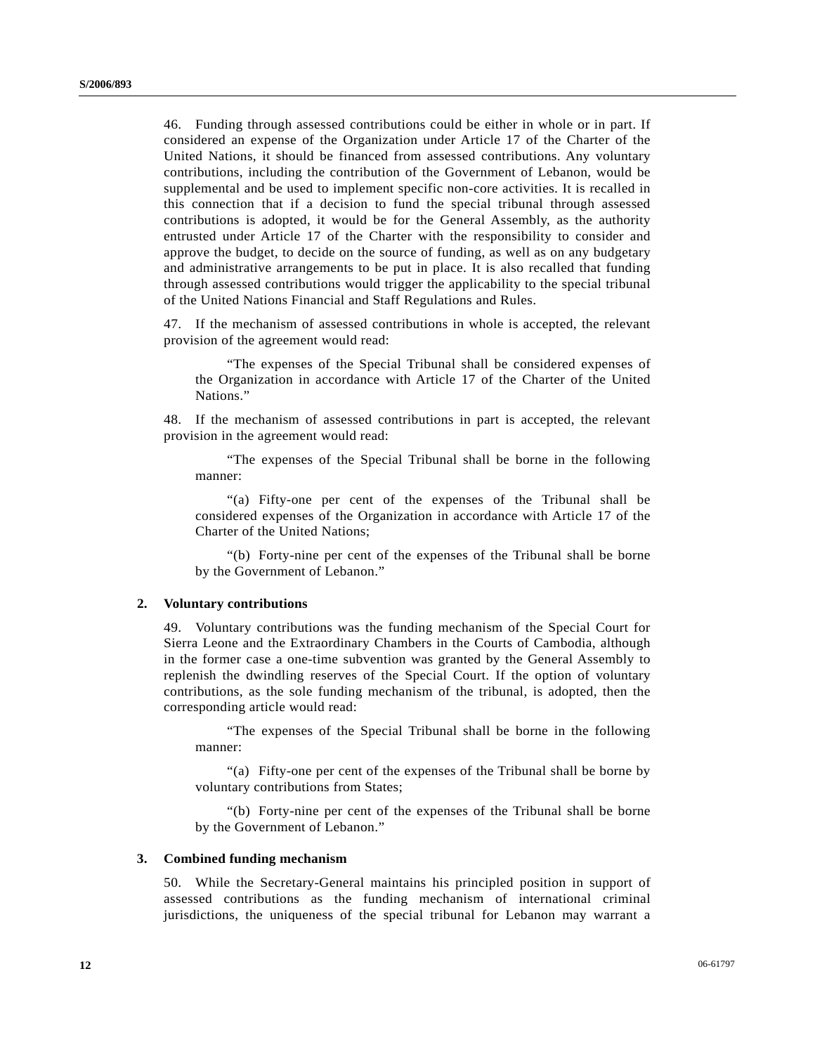46. Funding through assessed contributions could be either in whole or in part. If considered an expense of the Organization under Article 17 of the Charter of the United Nations, it should be financed from assessed contributions. Any voluntary contributions, including the contribution of the Government of Lebanon, would be supplemental and be used to implement specific non-core activities. It is recalled in this connection that if a decision to fund the special tribunal through assessed contributions is adopted, it would be for the General Assembly, as the authority entrusted under Article 17 of the Charter with the responsibility to consider and approve the budget, to decide on the source of funding, as well as on any budgetary and administrative arrangements to be put in place. It is also recalled that funding through assessed contributions would trigger the applicability to the special tribunal of the United Nations Financial and Staff Regulations and Rules.

47. If the mechanism of assessed contributions in whole is accepted, the relevant provision of the agreement would read:

> "The expenses of the Special Tribunal shall be considered expenses of the Organization in accordance with Article 17 of the Charter of the United Nations."

48. If the mechanism of assessed contributions in part is accepted, the relevant provision in the agreement would read:

> "The expenses of the Special Tribunal shall be borne in the following manner:
>
> "(a) Fifty-one per cent of the expenses of the Tribunal shall be considered expenses of the Organization in accordance with Article 17 of the Charter of the United Nations;
>
> "(b) Forty-nine per cent of the expenses of the Tribunal shall be borne by the Government of Lebanon."

### 2. Voluntary contributions

49. Voluntary contributions was the funding mechanism of the Special Court for Sierra Leone and the Extraordinary Chambers in the Courts of Cambodia, although in the former case a one-time subvention was granted by the General Assembly to replenish the dwindling reserves of the Special Court. If the option of voluntary contributions, as the sole funding mechanism of the tribunal, is adopted, then the corresponding article would read:

> "The expenses of the Special Tribunal shall be borne in the following manner:
>
> "(a) Fifty-one per cent of the expenses of the Tribunal shall be borne by voluntary contributions from States;
>
> "(b) Forty-nine per cent of the expenses of the Tribunal shall be borne by the Government of Lebanon."

### 3. Combined funding mechanism

50. While the Secretary-General maintains his principled position in support of assessed contributions as the funding mechanism of international criminal jurisdictions, the uniqueness of the special tribunal for Lebanon may warrant a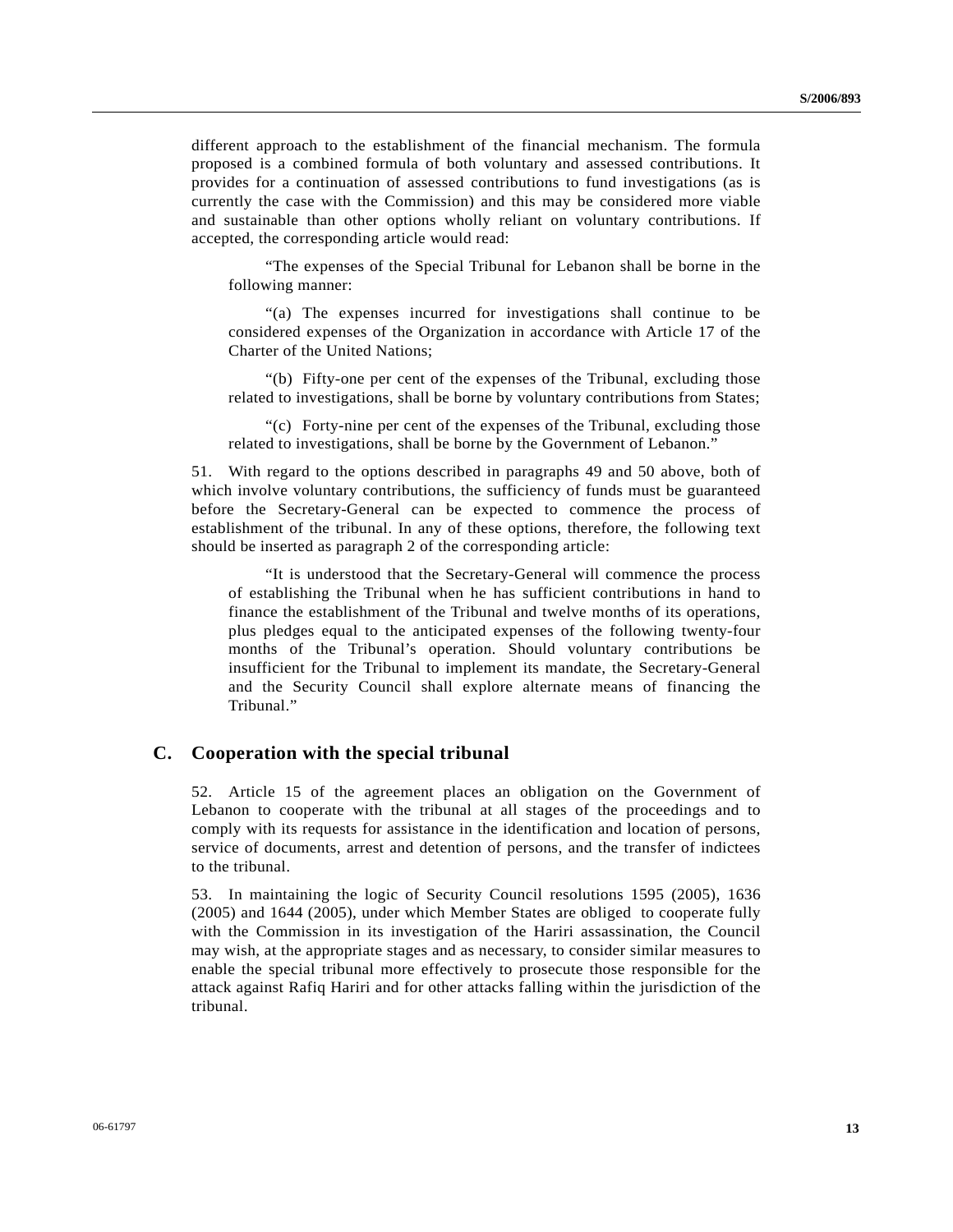different approach to the establishment of the financial mechanism. The formula proposed is a combined formula of both voluntary and assessed contributions. It provides for a continuation of assessed contributions to fund investigations (as is currently the case with the Commission) and this may be considered more viable and sustainable than other options wholly reliant on voluntary contributions. If accepted, the corresponding article would read:

> "The expenses of the Special Tribunal for Lebanon shall be borne in the following manner:
>
> "(a) The expenses incurred for investigations shall continue to be considered expenses of the Organization in accordance with Article 17 of the Charter of the United Nations;
>
> "(b) Fifty-one per cent of the expenses of the Tribunal, excluding those related to investigations, shall be borne by voluntary contributions from States;
>
> "(c) Forty-nine per cent of the expenses of the Tribunal, excluding those related to investigations, shall be borne by the Government of Lebanon."

51. With regard to the options described in paragraphs 49 and 50 above, both of which involve voluntary contributions, the sufficiency of funds must be guaranteed before the Secretary-General can be expected to commence the process of establishment of the tribunal. In any of these options, therefore, the following text should be inserted as paragraph 2 of the corresponding article:

> "It is understood that the Secretary-General will commence the process of establishing the Tribunal when he has sufficient contributions in hand to finance the establishment of the Tribunal and twelve months of its operations, plus pledges equal to the anticipated expenses of the following twenty-four months of the Tribunal's operation. Should voluntary contributions be insufficient for the Tribunal to implement its mandate, the Secretary-General and the Security Council shall explore alternate means of financing the Tribunal."

## C. Cooperation with the special tribunal

52. Article 15 of the agreement places an obligation on the Government of Lebanon to cooperate with the tribunal at all stages of the proceedings and to comply with its requests for assistance in the identification and location of persons, service of documents, arrest and detention of persons, and the transfer of indictees to the tribunal.

53. In maintaining the logic of Security Council resolutions 1595 (2005), 1636 (2005) and 1644 (2005), under which Member States are obliged to cooperate fully with the Commission in its investigation of the Hariri assassination, the Council may wish, at the appropriate stages and as necessary, to consider similar measures to enable the special tribunal more effectively to prosecute those responsible for the attack against Rafiq Hariri and for other attacks falling within the jurisdiction of the tribunal.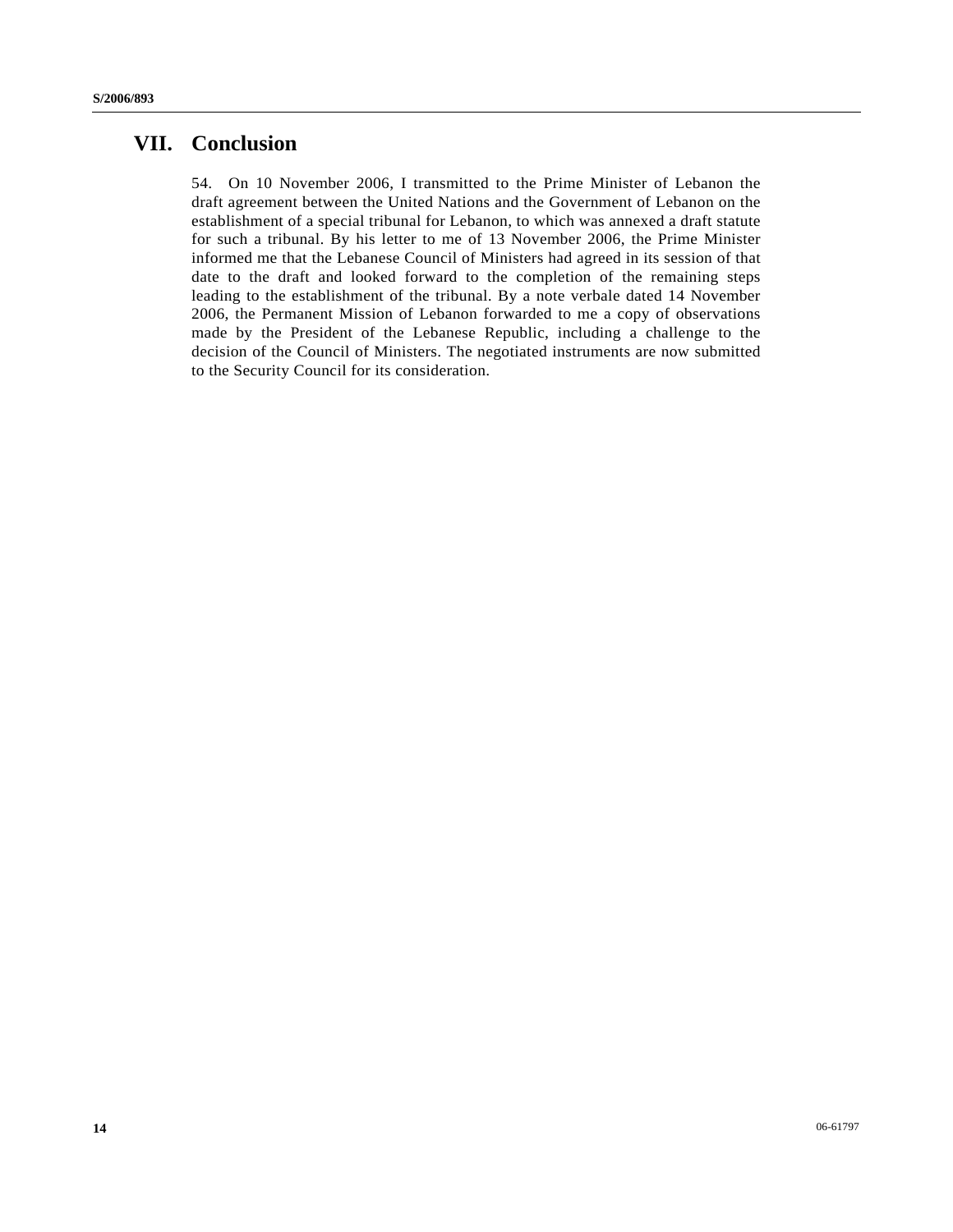# VII. Conclusion

54. On 10 November 2006, I transmitted to the Prime Minister of Lebanon the draft agreement between the United Nations and the Government of Lebanon on the establishment of a special tribunal for Lebanon, to which was annexed a draft statute for such a tribunal. By his letter to me of 13 November 2006, the Prime Minister informed me that the Lebanese Council of Ministers had agreed in its session of that date to the draft and looked forward to the completion of the remaining steps leading to the establishment of the tribunal. By a note verbale dated 14 November 2006, the Permanent Mission of Lebanon forwarded to me a copy of observations made by the President of the Lebanese Republic, including a challenge to the decision of the Council of Ministers. The negotiated instruments are now submitted to the Security Council for its consideration.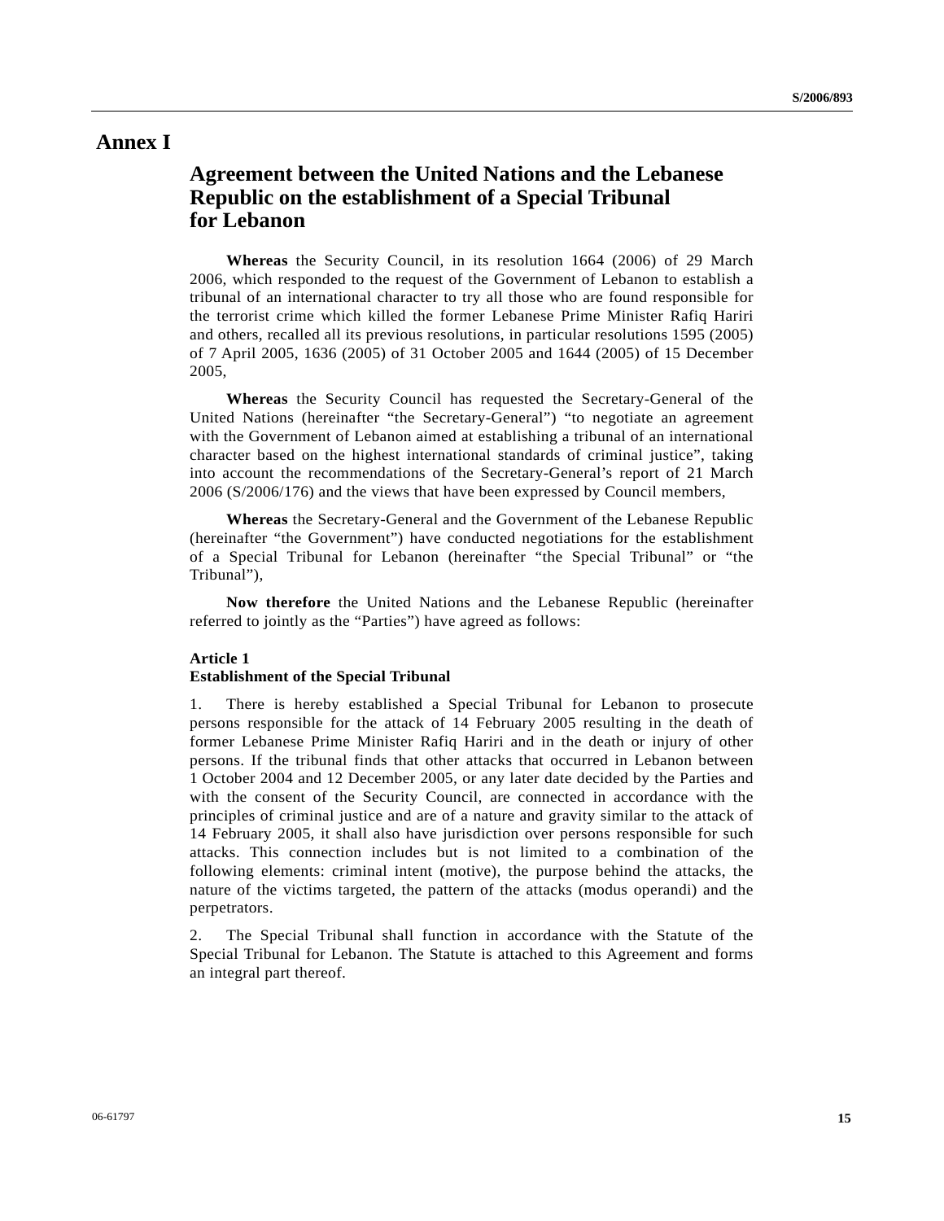# Annex I

## Agreement between the United Nations and the Lebanese Republic on the establishment of a Special Tribunal for Lebanon

**Whereas** the Security Council, in its resolution 1664 (2006) of 29 March 2006, which responded to the request of the Government of Lebanon to establish a tribunal of an international character to try all those who are found responsible for the terrorist crime which killed the former Lebanese Prime Minister Rafiq Hariri and others, recalled all its previous resolutions, in particular resolutions 1595 (2005) of 7 April 2005, 1636 (2005) of 31 October 2005 and 1644 (2005) of 15 December 2005,

**Whereas** the Security Council has requested the Secretary-General of the United Nations (hereinafter "the Secretary-General") "to negotiate an agreement with the Government of Lebanon aimed at establishing a tribunal of an international character based on the highest international standards of criminal justice", taking into account the recommendations of the Secretary-General's report of 21 March 2006 (S/2006/176) and the views that have been expressed by Council members,

**Whereas** the Secretary-General and the Government of the Lebanese Republic (hereinafter "the Government") have conducted negotiations for the establishment of a Special Tribunal for Lebanon (hereinafter "the Special Tribunal" or "the Tribunal"),

**Now therefore** the United Nations and the Lebanese Republic (hereinafter referred to jointly as the "Parties") have agreed as follows:

### Article 1
### Establishment of the Special Tribunal

1. There is hereby established a Special Tribunal for Lebanon to prosecute persons responsible for the attack of 14 February 2005 resulting in the death of former Lebanese Prime Minister Rafiq Hariri and in the death or injury of other persons. If the tribunal finds that other attacks that occurred in Lebanon between 1 October 2004 and 12 December 2005, or any later date decided by the Parties and with the consent of the Security Council, are connected in accordance with the principles of criminal justice and are of a nature and gravity similar to the attack of 14 February 2005, it shall also have jurisdiction over persons responsible for such attacks. This connection includes but is not limited to a combination of the following elements: criminal intent (motive), the purpose behind the attacks, the nature of the victims targeted, the pattern of the attacks (modus operandi) and the perpetrators.

2. The Special Tribunal shall function in accordance with the Statute of the Special Tribunal for Lebanon. The Statute is attached to this Agreement and forms an integral part thereof.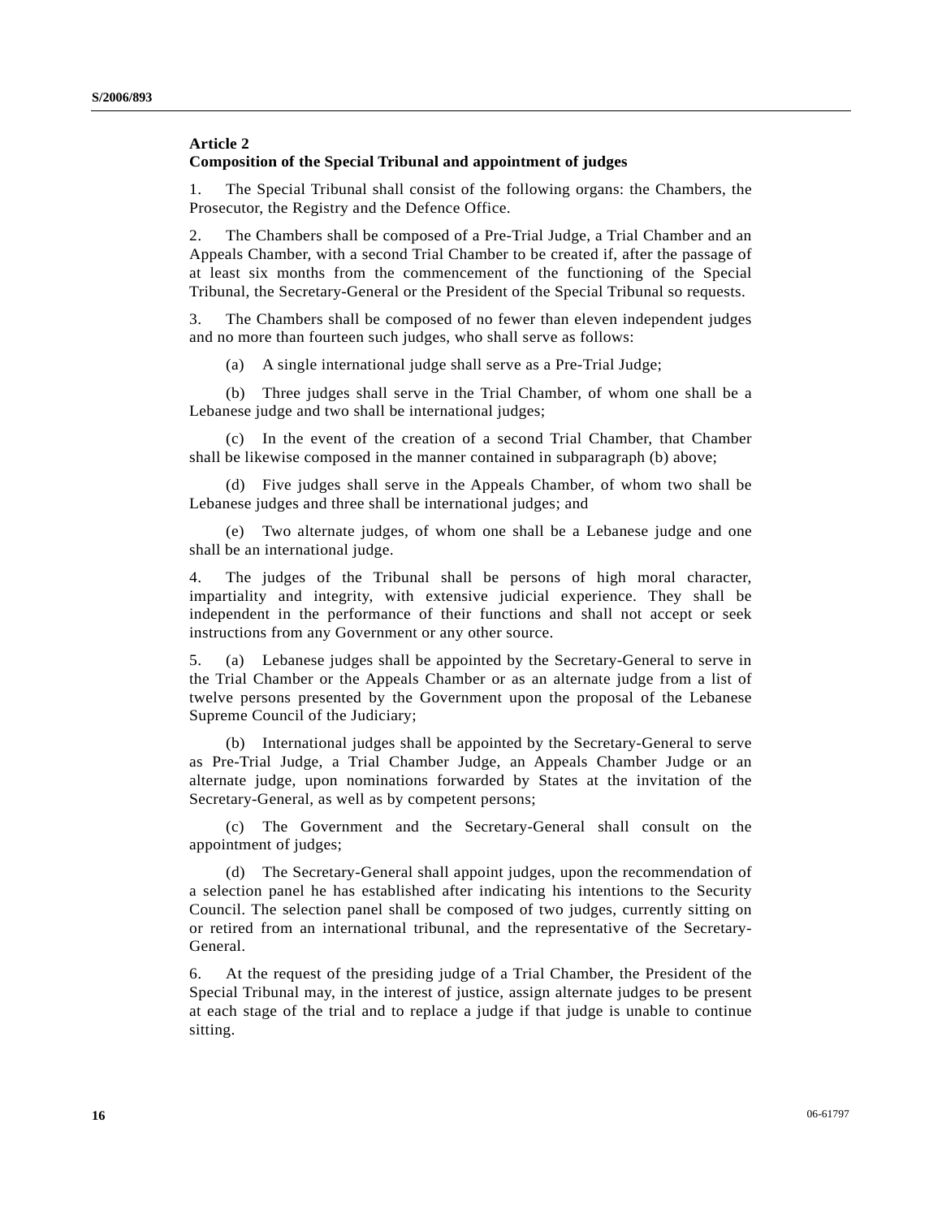**Article 2**
**Composition of the Special Tribunal and appointment of judges**

1. The Special Tribunal shall consist of the following organs: the Chambers, the Prosecutor, the Registry and the Defence Office.

2. The Chambers shall be composed of a Pre-Trial Judge, a Trial Chamber and an Appeals Chamber, with a second Trial Chamber to be created if, after the passage of at least six months from the commencement of the functioning of the Special Tribunal, the Secretary-General or the President of the Special Tribunal so requests.

3. The Chambers shall be composed of no fewer than eleven independent judges and no more than fourteen such judges, who shall serve as follows:

(a) A single international judge shall serve as a Pre-Trial Judge;

(b) Three judges shall serve in the Trial Chamber, of whom one shall be a Lebanese judge and two shall be international judges;

(c) In the event of the creation of a second Trial Chamber, that Chamber shall be likewise composed in the manner contained in subparagraph (b) above;

(d) Five judges shall serve in the Appeals Chamber, of whom two shall be Lebanese judges and three shall be international judges; and

(e) Two alternate judges, of whom one shall be a Lebanese judge and one shall be an international judge.

4. The judges of the Tribunal shall be persons of high moral character, impartiality and integrity, with extensive judicial experience. They shall be independent in the performance of their functions and shall not accept or seek instructions from any Government or any other source.

5. (a) Lebanese judges shall be appointed by the Secretary-General to serve in the Trial Chamber or the Appeals Chamber or as an alternate judge from a list of twelve persons presented by the Government upon the proposal of the Lebanese Supreme Council of the Judiciary;

(b) International judges shall be appointed by the Secretary-General to serve as Pre-Trial Judge, a Trial Chamber Judge, an Appeals Chamber Judge or an alternate judge, upon nominations forwarded by States at the invitation of the Secretary-General, as well as by competent persons;

(c) The Government and the Secretary-General shall consult on the appointment of judges;

(d) The Secretary-General shall appoint judges, upon the recommendation of a selection panel he has established after indicating his intentions to the Security Council. The selection panel shall be composed of two judges, currently sitting on or retired from an international tribunal, and the representative of the Secretary-General.

6. At the request of the presiding judge of a Trial Chamber, the President of the Special Tribunal may, in the interest of justice, assign alternate judges to be present at each stage of the trial and to replace a judge if that judge is unable to continue sitting.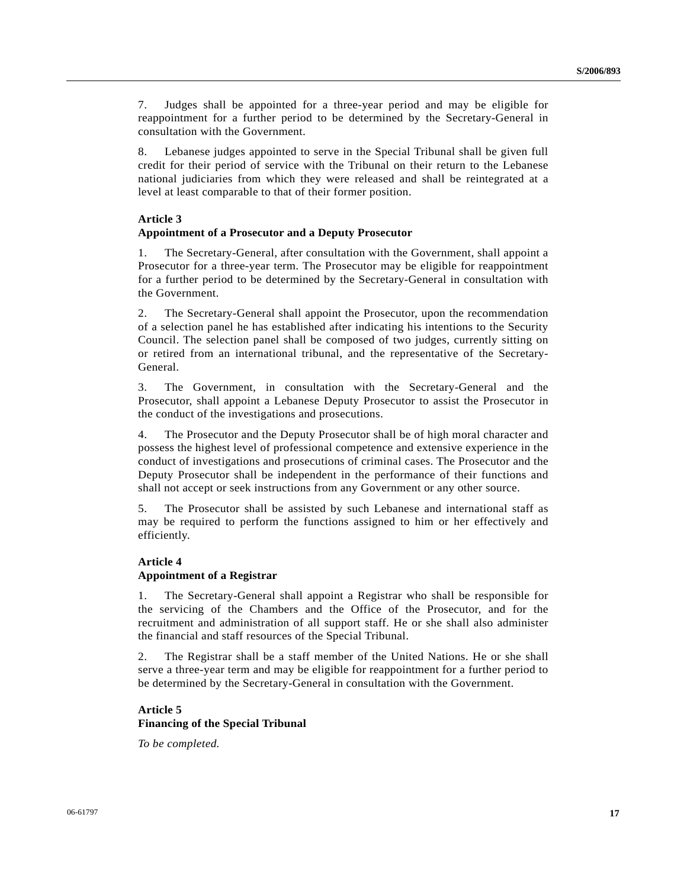7. Judges shall be appointed for a three-year period and may be eligible for reappointment for a further period to be determined by the Secretary-General in consultation with the Government.

8. Lebanese judges appointed to serve in the Special Tribunal shall be given full credit for their period of service with the Tribunal on their return to the Lebanese national judiciaries from which they were released and shall be reintegrated at a level at least comparable to that of their former position.

**Article 3**
**Appointment of a Prosecutor and a Deputy Prosecutor**

1. The Secretary-General, after consultation with the Government, shall appoint a Prosecutor for a three-year term. The Prosecutor may be eligible for reappointment for a further period to be determined by the Secretary-General in consultation with the Government.

2. The Secretary-General shall appoint the Prosecutor, upon the recommendation of a selection panel he has established after indicating his intentions to the Security Council. The selection panel shall be composed of two judges, currently sitting on or retired from an international tribunal, and the representative of the Secretary-General.

3. The Government, in consultation with the Secretary-General and the Prosecutor, shall appoint a Lebanese Deputy Prosecutor to assist the Prosecutor in the conduct of the investigations and prosecutions.

4. The Prosecutor and the Deputy Prosecutor shall be of high moral character and possess the highest level of professional competence and extensive experience in the conduct of investigations and prosecutions of criminal cases. The Prosecutor and the Deputy Prosecutor shall be independent in the performance of their functions and shall not accept or seek instructions from any Government or any other source.

5. The Prosecutor shall be assisted by such Lebanese and international staff as may be required to perform the functions assigned to him or her effectively and efficiently.

**Article 4**
**Appointment of a Registrar**

1. The Secretary-General shall appoint a Registrar who shall be responsible for the servicing of the Chambers and the Office of the Prosecutor, and for the recruitment and administration of all support staff. He or she shall also administer the financial and staff resources of the Special Tribunal.

2. The Registrar shall be a staff member of the United Nations. He or she shall serve a three-year term and may be eligible for reappointment for a further period to be determined by the Secretary-General in consultation with the Government.

**Article 5**
**Financing of the Special Tribunal**

*To be completed.*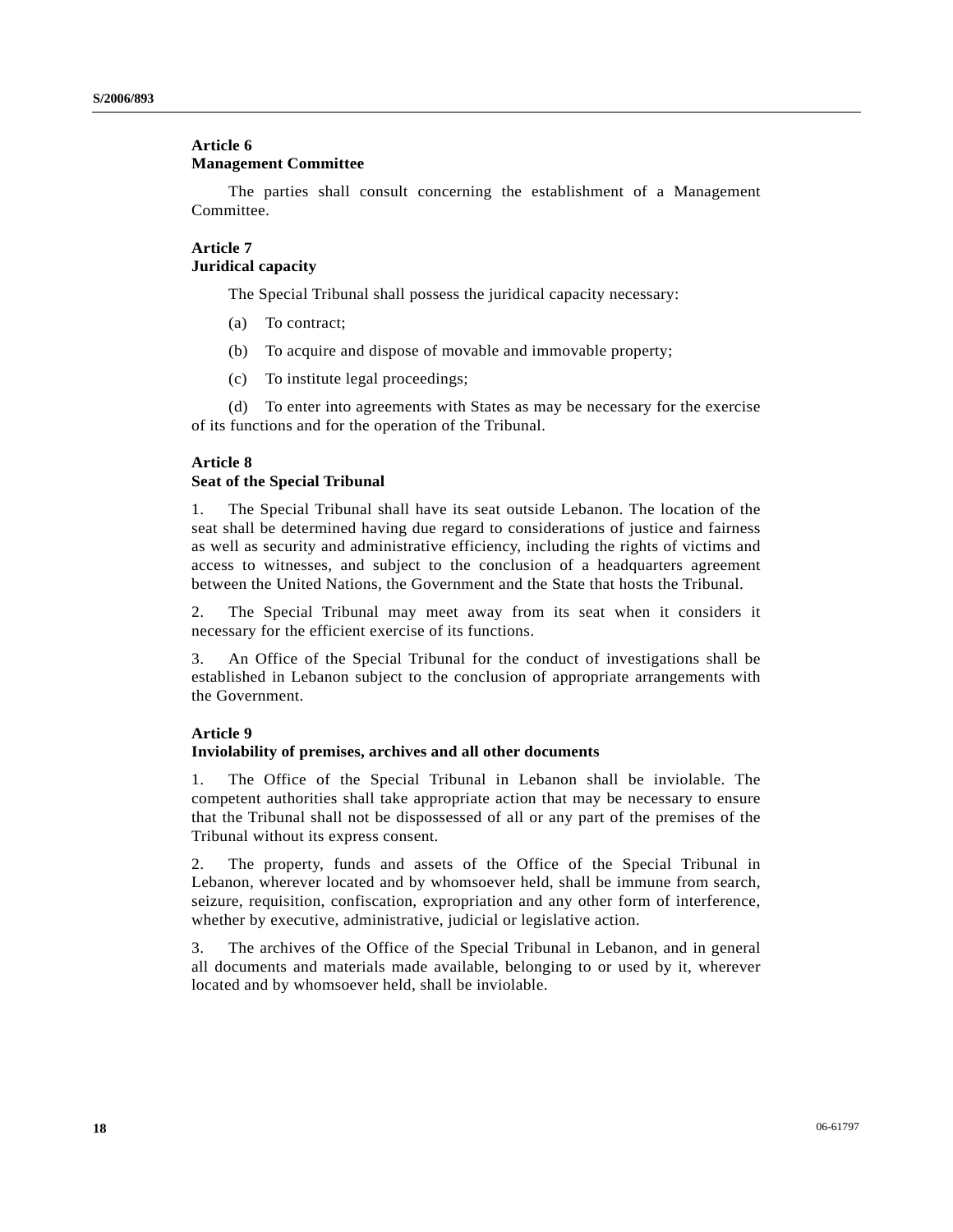**Article 6**
**Management Committee**

The parties shall consult concerning the establishment of a Management Committee.

**Article 7**
**Juridical capacity**

The Special Tribunal shall possess the juridical capacity necessary:

(a) To contract;

(b) To acquire and dispose of movable and immovable property;

(c) To institute legal proceedings;

(d) To enter into agreements with States as may be necessary for the exercise of its functions and for the operation of the Tribunal.

**Article 8**
**Seat of the Special Tribunal**

1. The Special Tribunal shall have its seat outside Lebanon. The location of the seat shall be determined having due regard to considerations of justice and fairness as well as security and administrative efficiency, including the rights of victims and access to witnesses, and subject to the conclusion of a headquarters agreement between the United Nations, the Government and the State that hosts the Tribunal.

2. The Special Tribunal may meet away from its seat when it considers it necessary for the efficient exercise of its functions.

3. An Office of the Special Tribunal for the conduct of investigations shall be established in Lebanon subject to the conclusion of appropriate arrangements with the Government.

**Article 9**
**Inviolability of premises, archives and all other documents**

1. The Office of the Special Tribunal in Lebanon shall be inviolable. The competent authorities shall take appropriate action that may be necessary to ensure that the Tribunal shall not be dispossessed of all or any part of the premises of the Tribunal without its express consent.

2. The property, funds and assets of the Office of the Special Tribunal in Lebanon, wherever located and by whomsoever held, shall be immune from search, seizure, requisition, confiscation, expropriation and any other form of interference, whether by executive, administrative, judicial or legislative action.

3. The archives of the Office of the Special Tribunal in Lebanon, and in general all documents and materials made available, belonging to or used by it, wherever located and by whomsoever held, shall be inviolable.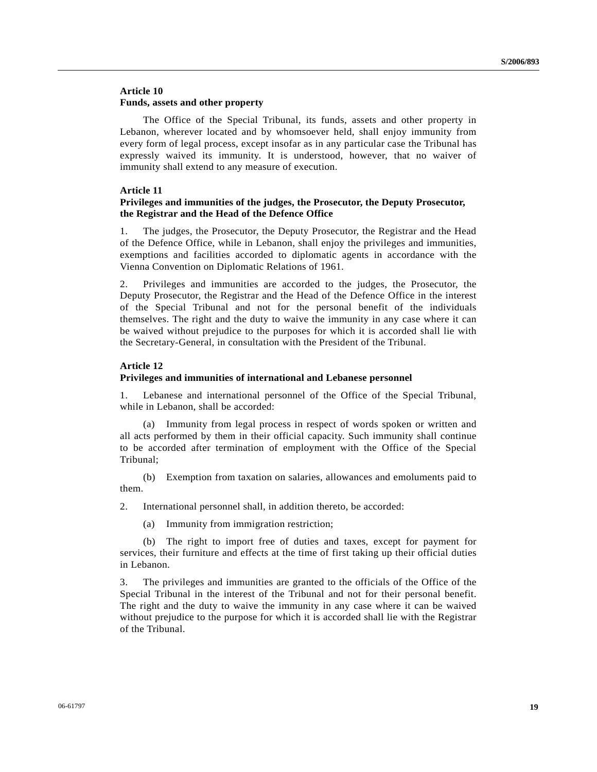### Article 10
### Funds, assets and other property

The Office of the Special Tribunal, its funds, assets and other property in Lebanon, wherever located and by whomsoever held, shall enjoy immunity from every form of legal process, except insofar as in any particular case the Tribunal has expressly waived its immunity. It is understood, however, that no waiver of immunity shall extend to any measure of execution.

### Article 11
### Privileges and immunities of the judges, the Prosecutor, the Deputy Prosecutor, the Registrar and the Head of the Defence Office

1. The judges, the Prosecutor, the Deputy Prosecutor, the Registrar and the Head of the Defence Office, while in Lebanon, shall enjoy the privileges and immunities, exemptions and facilities accorded to diplomatic agents in accordance with the Vienna Convention on Diplomatic Relations of 1961.

2. Privileges and immunities are accorded to the judges, the Prosecutor, the Deputy Prosecutor, the Registrar and the Head of the Defence Office in the interest of the Special Tribunal and not for the personal benefit of the individuals themselves. The right and the duty to waive the immunity in any case where it can be waived without prejudice to the purposes for which it is accorded shall lie with the Secretary-General, in consultation with the President of the Tribunal.

### Article 12
### Privileges and immunities of international and Lebanese personnel

1. Lebanese and international personnel of the Office of the Special Tribunal, while in Lebanon, shall be accorded:

(a) Immunity from legal process in respect of words spoken or written and all acts performed by them in their official capacity. Such immunity shall continue to be accorded after termination of employment with the Office of the Special Tribunal;

(b) Exemption from taxation on salaries, allowances and emoluments paid to them.

2. International personnel shall, in addition thereto, be accorded:

(a) Immunity from immigration restriction;

(b) The right to import free of duties and taxes, except for payment for services, their furniture and effects at the time of first taking up their official duties in Lebanon.

3. The privileges and immunities are granted to the officials of the Office of the Special Tribunal in the interest of the Tribunal and not for their personal benefit. The right and the duty to waive the immunity in any case where it can be waived without prejudice to the purpose for which it is accorded shall lie with the Registrar of the Tribunal.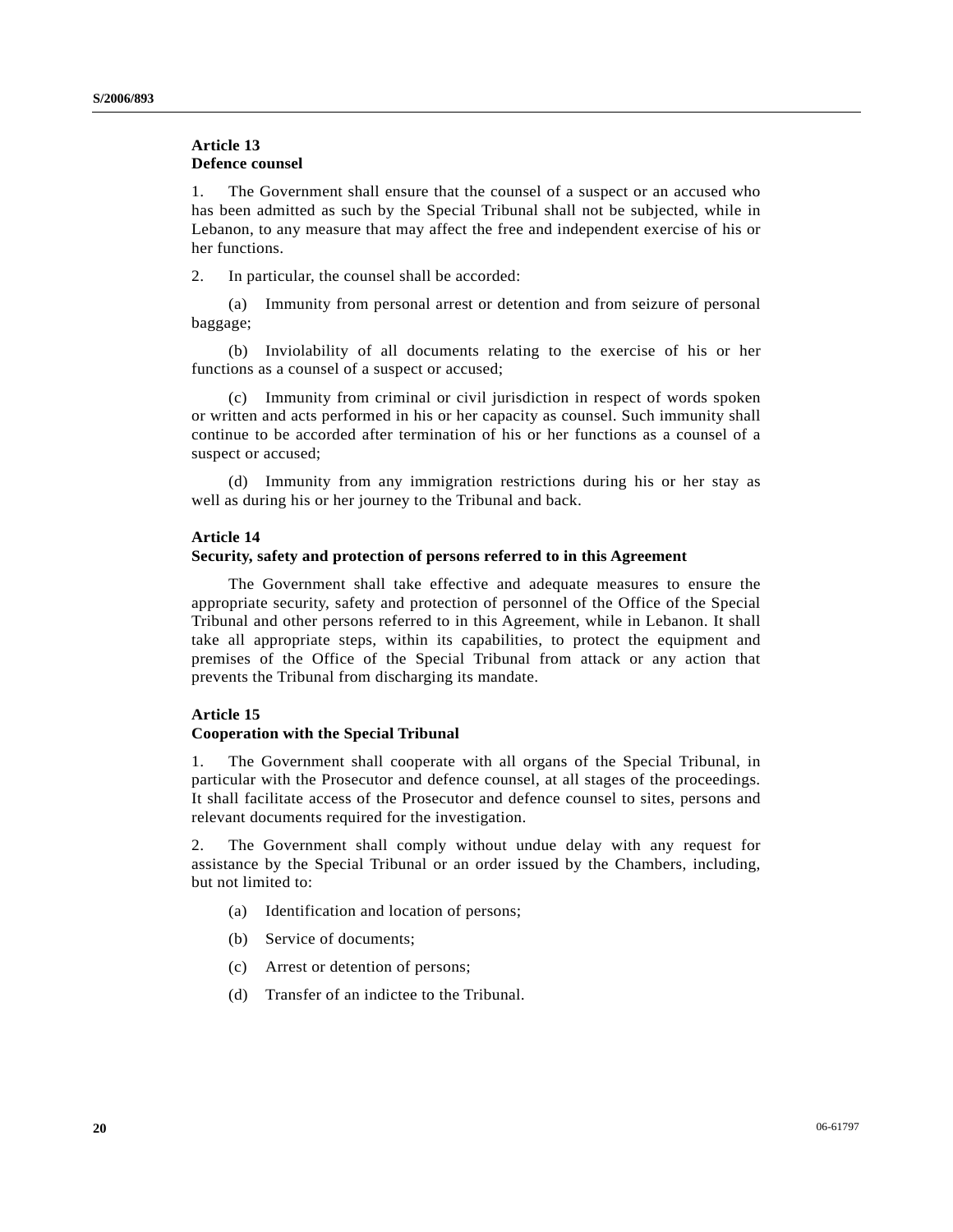### Article 13
### Defence counsel

1. The Government shall ensure that the counsel of a suspect or an accused who has been admitted as such by the Special Tribunal shall not be subjected, while in Lebanon, to any measure that may affect the free and independent exercise of his or her functions.

2. In particular, the counsel shall be accorded:

(a) Immunity from personal arrest or detention and from seizure of personal baggage;

(b) Inviolability of all documents relating to the exercise of his or her functions as a counsel of a suspect or accused;

(c) Immunity from criminal or civil jurisdiction in respect of words spoken or written and acts performed in his or her capacity as counsel. Such immunity shall continue to be accorded after termination of his or her functions as a counsel of a suspect or accused;

(d) Immunity from any immigration restrictions during his or her stay as well as during his or her journey to the Tribunal and back.

### Article 14
### Security, safety and protection of persons referred to in this Agreement

The Government shall take effective and adequate measures to ensure the appropriate security, safety and protection of personnel of the Office of the Special Tribunal and other persons referred to in this Agreement, while in Lebanon. It shall take all appropriate steps, within its capabilities, to protect the equipment and premises of the Office of the Special Tribunal from attack or any action that prevents the Tribunal from discharging its mandate.

### Article 15
### Cooperation with the Special Tribunal

1. The Government shall cooperate with all organs of the Special Tribunal, in particular with the Prosecutor and defence counsel, at all stages of the proceedings. It shall facilitate access of the Prosecutor and defence counsel to sites, persons and relevant documents required for the investigation.

2. The Government shall comply without undue delay with any request for assistance by the Special Tribunal or an order issued by the Chambers, including, but not limited to:

(a) Identification and location of persons;

(b) Service of documents;

(c) Arrest or detention of persons;

(d) Transfer of an indictee to the Tribunal.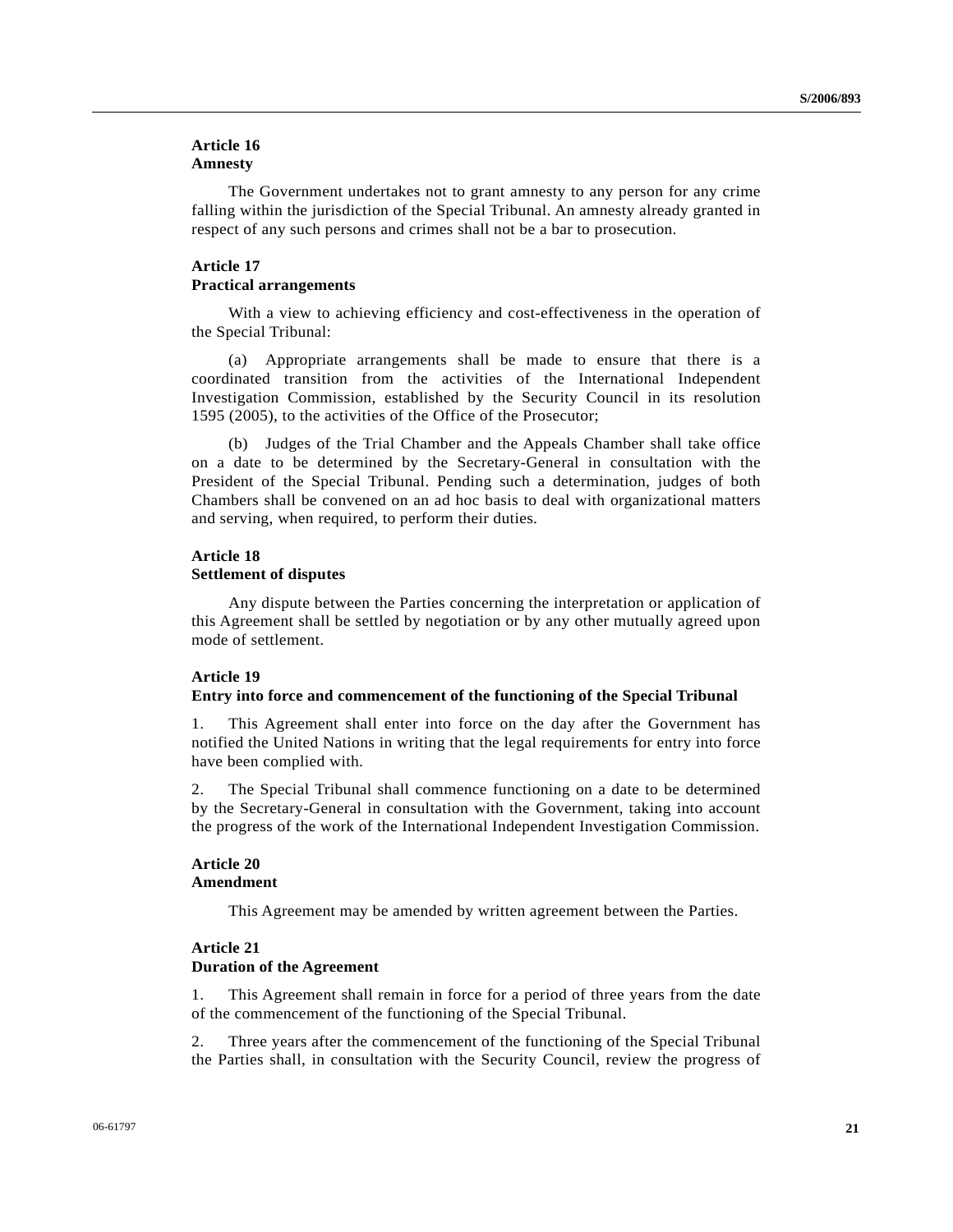**Article 16**
**Amnesty**

The Government undertakes not to grant amnesty to any person for any crime falling within the jurisdiction of the Special Tribunal. An amnesty already granted in respect of any such persons and crimes shall not be a bar to prosecution.

**Article 17**
**Practical arrangements**

With a view to achieving efficiency and cost-effectiveness in the operation of the Special Tribunal:

(a) Appropriate arrangements shall be made to ensure that there is a coordinated transition from the activities of the International Independent Investigation Commission, established by the Security Council in its resolution 1595 (2005), to the activities of the Office of the Prosecutor;

(b) Judges of the Trial Chamber and the Appeals Chamber shall take office on a date to be determined by the Secretary-General in consultation with the President of the Special Tribunal. Pending such a determination, judges of both Chambers shall be convened on an ad hoc basis to deal with organizational matters and serving, when required, to perform their duties.

**Article 18**
**Settlement of disputes**

Any dispute between the Parties concerning the interpretation or application of this Agreement shall be settled by negotiation or by any other mutually agreed upon mode of settlement.

**Article 19**
**Entry into force and commencement of the functioning of the Special Tribunal**

1. This Agreement shall enter into force on the day after the Government has notified the United Nations in writing that the legal requirements for entry into force have been complied with.

2. The Special Tribunal shall commence functioning on a date to be determined by the Secretary-General in consultation with the Government, taking into account the progress of the work of the International Independent Investigation Commission.

**Article 20**
**Amendment**

This Agreement may be amended by written agreement between the Parties.

**Article 21**
**Duration of the Agreement**

1. This Agreement shall remain in force for a period of three years from the date of the commencement of the functioning of the Special Tribunal.

2. Three years after the commencement of the functioning of the Special Tribunal the Parties shall, in consultation with the Security Council, review the progress of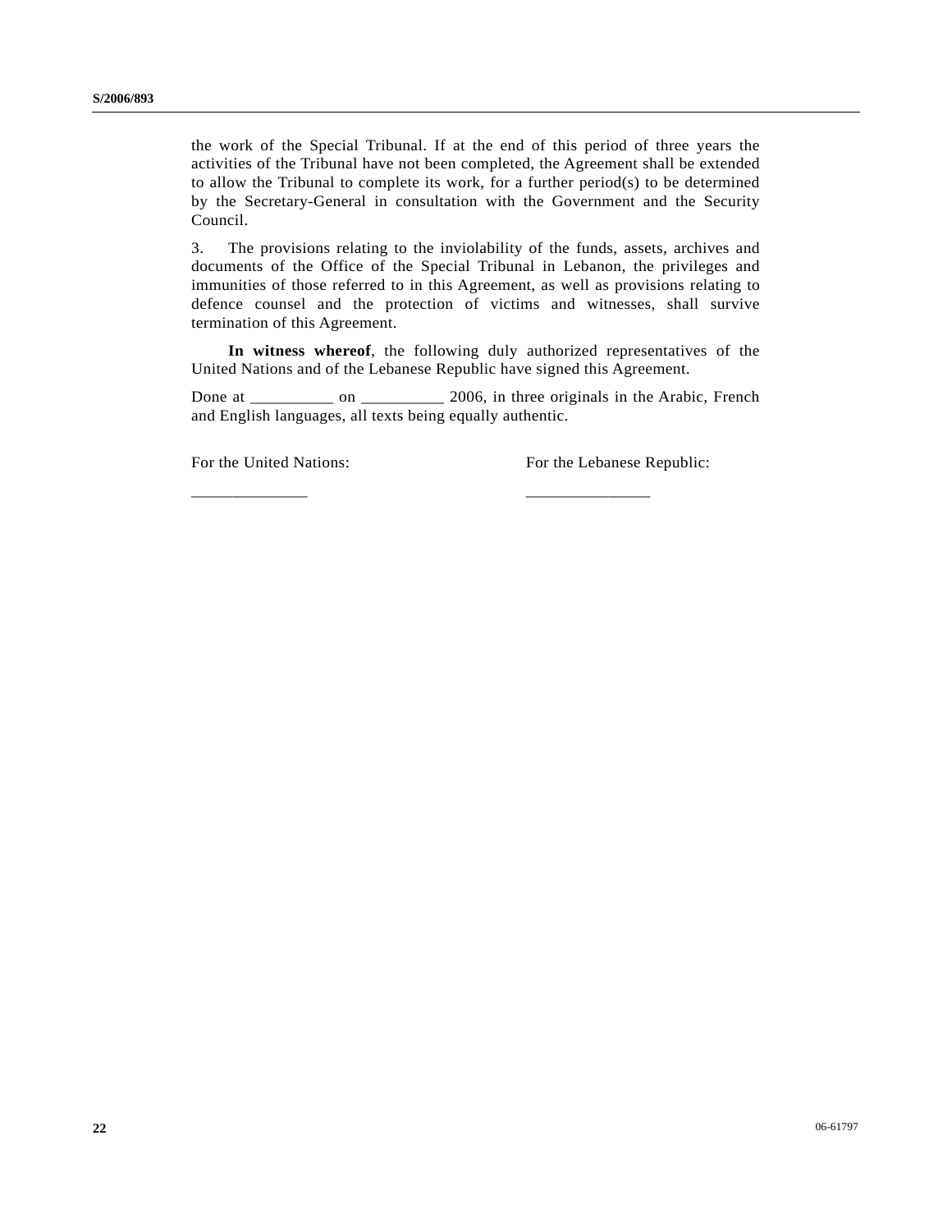the work of the Special Tribunal. If at the end of this period of three years the activities of the Tribunal have not been completed, the Agreement shall be extended to allow the Tribunal to complete its work, for a further period(s) to be determined by the Secretary-General in consultation with the Government and the Security Council.

3. The provisions relating to the inviolability of the funds, assets, archives and documents of the Office of the Special Tribunal in Lebanon, the privileges and immunities of those referred to in this Agreement, as well as provisions relating to defence counsel and the protection of victims and witnesses, shall survive termination of this Agreement.

**In witness whereof**, the following duly authorized representatives of the United Nations and of the Lebanese Republic have signed this Agreement.

Done at __________ on __________ 2006, in three originals in the Arabic, French and English languages, all texts being equally authentic.

For the United Nations:

______________

For the Lebanese Republic:

_______________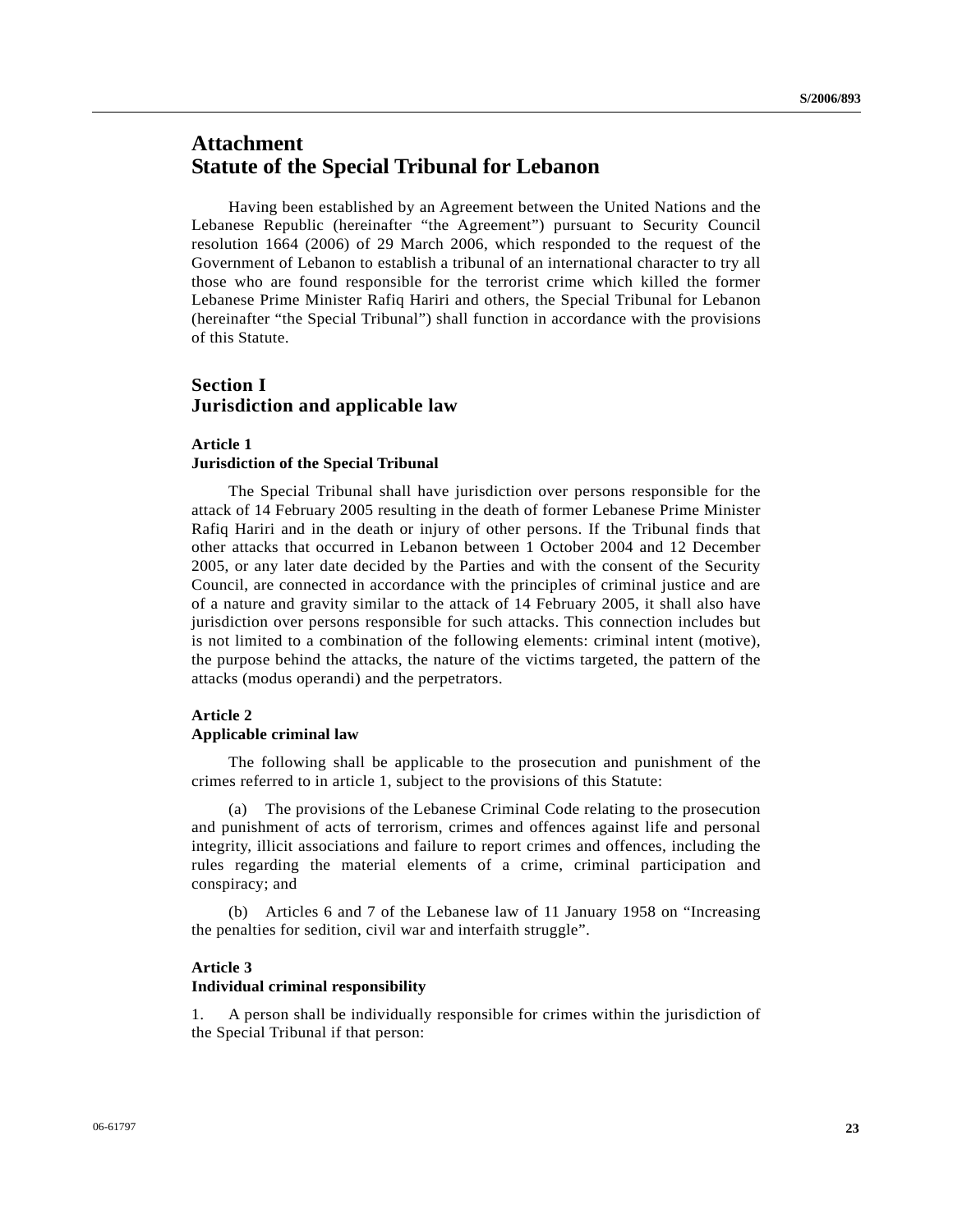# Attachment
# Statute of the Special Tribunal for Lebanon

Having been established by an Agreement between the United Nations and the Lebanese Republic (hereinafter "the Agreement") pursuant to Security Council resolution 1664 (2006) of 29 March 2006, which responded to the request of the Government of Lebanon to establish a tribunal of an international character to try all those who are found responsible for the terrorist crime which killed the former Lebanese Prime Minister Rafiq Hariri and others, the Special Tribunal for Lebanon (hereinafter "the Special Tribunal") shall function in accordance with the provisions of this Statute.

## Section I
## Jurisdiction and applicable law

### Article 1
### Jurisdiction of the Special Tribunal

The Special Tribunal shall have jurisdiction over persons responsible for the attack of 14 February 2005 resulting in the death of former Lebanese Prime Minister Rafiq Hariri and in the death or injury of other persons. If the Tribunal finds that other attacks that occurred in Lebanon between 1 October 2004 and 12 December 2005, or any later date decided by the Parties and with the consent of the Security Council, are connected in accordance with the principles of criminal justice and are of a nature and gravity similar to the attack of 14 February 2005, it shall also have jurisdiction over persons responsible for such attacks. This connection includes but is not limited to a combination of the following elements: criminal intent (motive), the purpose behind the attacks, the nature of the victims targeted, the pattern of the attacks (modus operandi) and the perpetrators.

### Article 2
### Applicable criminal law

The following shall be applicable to the prosecution and punishment of the crimes referred to in article 1, subject to the provisions of this Statute:

(a) The provisions of the Lebanese Criminal Code relating to the prosecution and punishment of acts of terrorism, crimes and offences against life and personal integrity, illicit associations and failure to report crimes and offences, including the rules regarding the material elements of a crime, criminal participation and conspiracy; and

(b) Articles 6 and 7 of the Lebanese law of 11 January 1958 on "Increasing the penalties for sedition, civil war and interfaith struggle".

### Article 3
### Individual criminal responsibility

1. A person shall be individually responsible for crimes within the jurisdiction of the Special Tribunal if that person: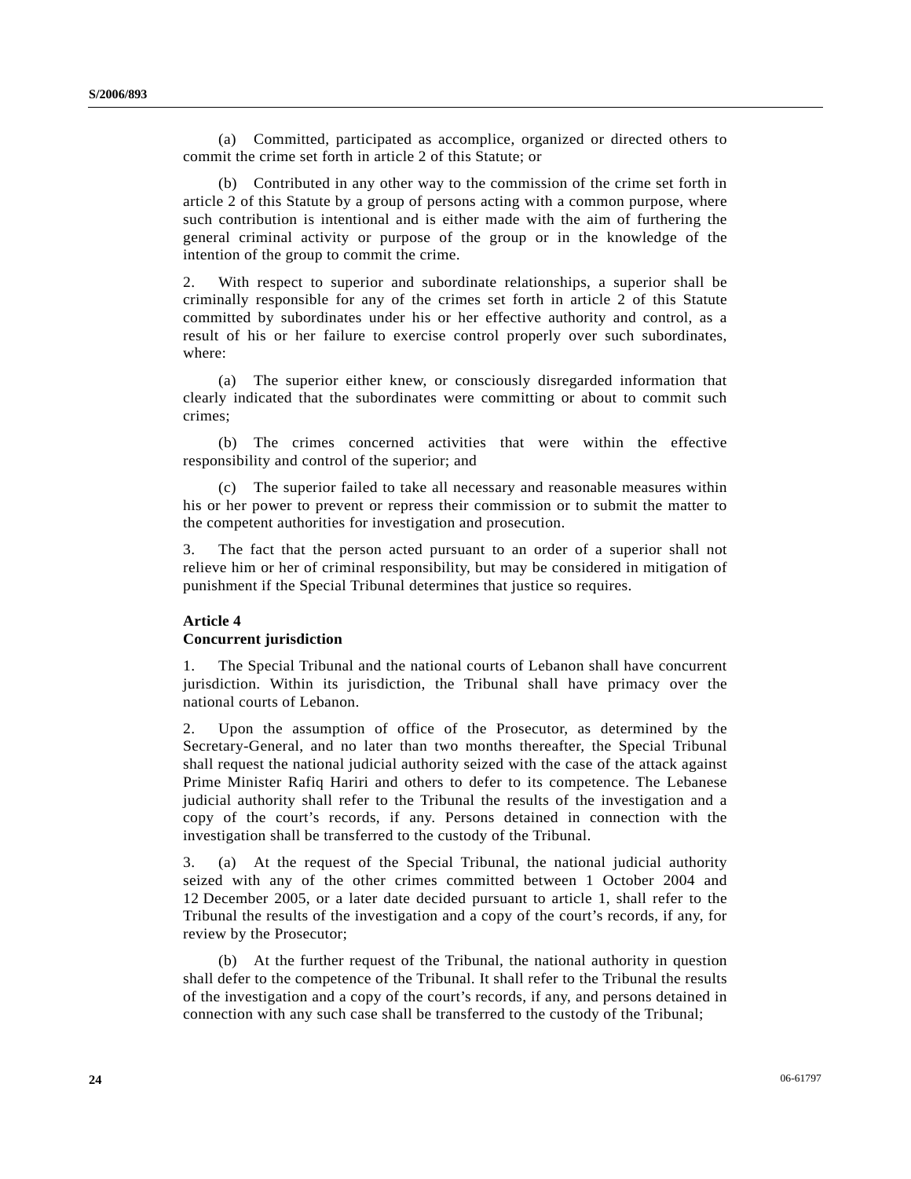(a) Committed, participated as accomplice, organized or directed others to commit the crime set forth in article 2 of this Statute; or

(b) Contributed in any other way to the commission of the crime set forth in article 2 of this Statute by a group of persons acting with a common purpose, where such contribution is intentional and is either made with the aim of furthering the general criminal activity or purpose of the group or in the knowledge of the intention of the group to commit the crime.

2. With respect to superior and subordinate relationships, a superior shall be criminally responsible for any of the crimes set forth in article 2 of this Statute committed by subordinates under his or her effective authority and control, as a result of his or her failure to exercise control properly over such subordinates, where:

(a) The superior either knew, or consciously disregarded information that clearly indicated that the subordinates were committing or about to commit such crimes;

(b) The crimes concerned activities that were within the effective responsibility and control of the superior; and

(c) The superior failed to take all necessary and reasonable measures within his or her power to prevent or repress their commission or to submit the matter to the competent authorities for investigation and prosecution.

3. The fact that the person acted pursuant to an order of a superior shall not relieve him or her of criminal responsibility, but may be considered in mitigation of punishment if the Special Tribunal determines that justice so requires.

**Article 4**
**Concurrent jurisdiction**

1. The Special Tribunal and the national courts of Lebanon shall have concurrent jurisdiction. Within its jurisdiction, the Tribunal shall have primacy over the national courts of Lebanon.

2. Upon the assumption of office of the Prosecutor, as determined by the Secretary-General, and no later than two months thereafter, the Special Tribunal shall request the national judicial authority seized with the case of the attack against Prime Minister Rafiq Hariri and others to defer to its competence. The Lebanese judicial authority shall refer to the Tribunal the results of the investigation and a copy of the court's records, if any. Persons detained in connection with the investigation shall be transferred to the custody of the Tribunal.

3. (a) At the request of the Special Tribunal, the national judicial authority seized with any of the other crimes committed between 1 October 2004 and 12 December 2005, or a later date decided pursuant to article 1, shall refer to the Tribunal the results of the investigation and a copy of the court's records, if any, for review by the Prosecutor;

(b) At the further request of the Tribunal, the national authority in question shall defer to the competence of the Tribunal. It shall refer to the Tribunal the results of the investigation and a copy of the court's records, if any, and persons detained in connection with any such case shall be transferred to the custody of the Tribunal;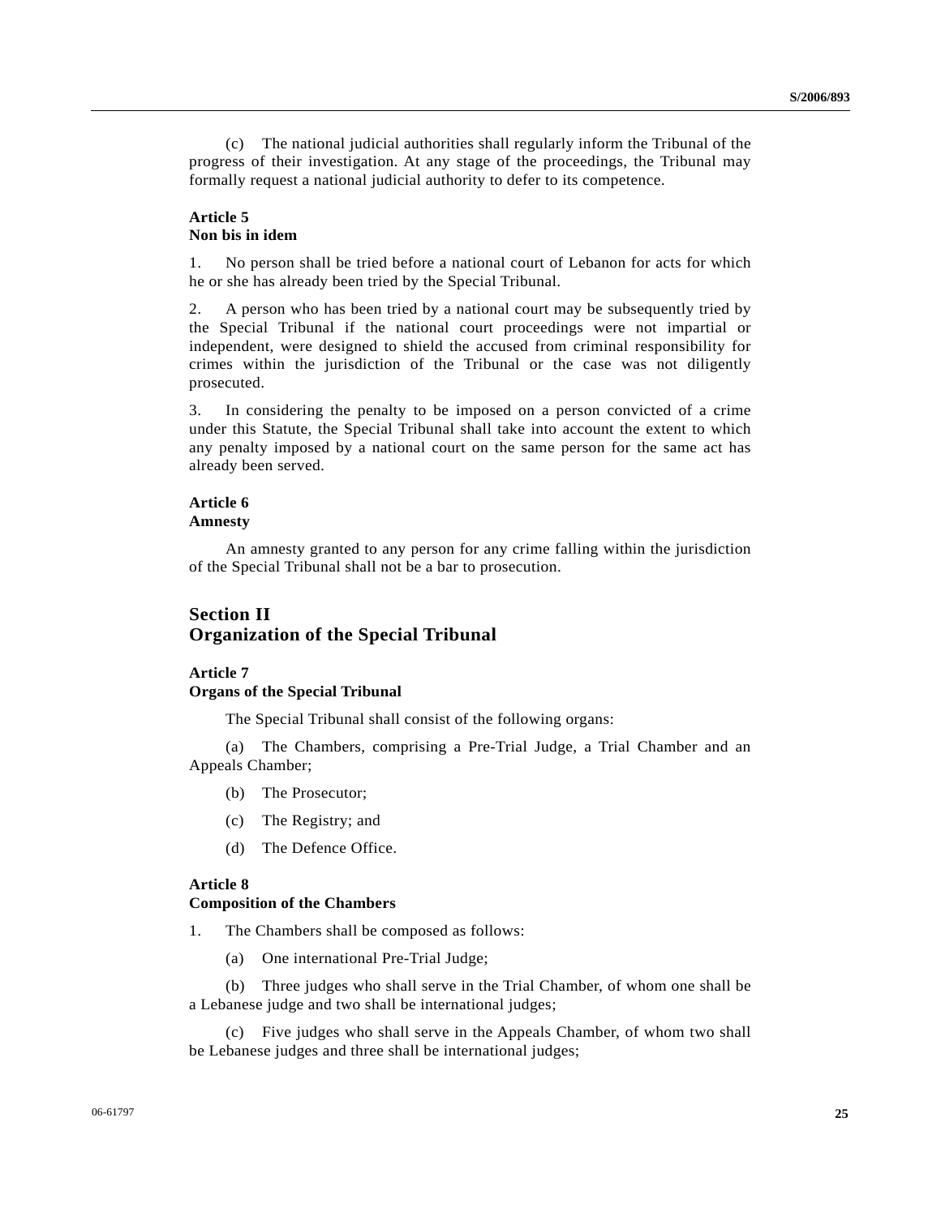(c) The national judicial authorities shall regularly inform the Tribunal of the progress of their investigation. At any stage of the proceedings, the Tribunal may formally request a national judicial authority to defer to its competence.

**Article 5**
**Non bis in idem**

1. No person shall be tried before a national court of Lebanon for acts for which he or she has already been tried by the Special Tribunal.

2. A person who has been tried by a national court may be subsequently tried by the Special Tribunal if the national court proceedings were not impartial or independent, were designed to shield the accused from criminal responsibility for crimes within the jurisdiction of the Tribunal or the case was not diligently prosecuted.

3. In considering the penalty to be imposed on a person convicted of a crime under this Statute, the Special Tribunal shall take into account the extent to which any penalty imposed by a national court on the same person for the same act has already been served.

**Article 6**
**Amnesty**

An amnesty granted to any person for any crime falling within the jurisdiction of the Special Tribunal shall not be a bar to prosecution.

## Section II
## Organization of the Special Tribunal

**Article 7**
**Organs of the Special Tribunal**

The Special Tribunal shall consist of the following organs:

(a) The Chambers, comprising a Pre-Trial Judge, a Trial Chamber and an Appeals Chamber;

(b) The Prosecutor;

(c) The Registry; and

(d) The Defence Office.

**Article 8**
**Composition of the Chambers**

1. The Chambers shall be composed as follows:

(a) One international Pre-Trial Judge;

(b) Three judges who shall serve in the Trial Chamber, of whom one shall be a Lebanese judge and two shall be international judges;

(c) Five judges who shall serve in the Appeals Chamber, of whom two shall be Lebanese judges and three shall be international judges;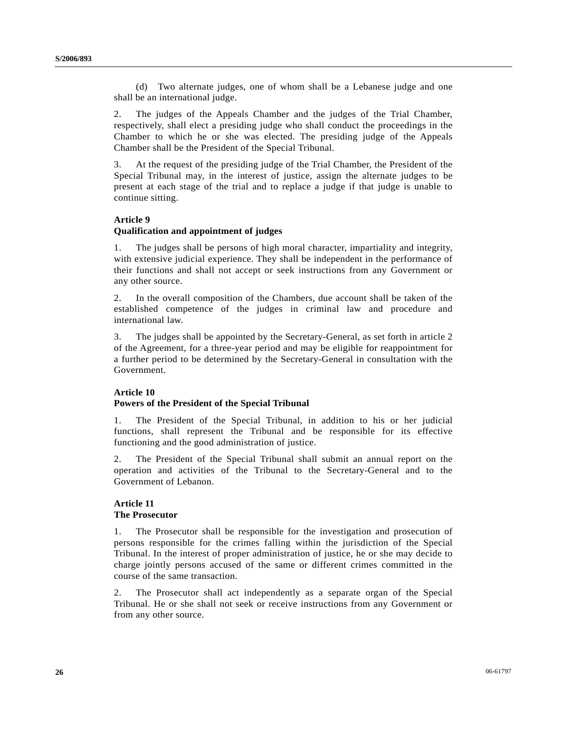(d) Two alternate judges, one of whom shall be a Lebanese judge and one shall be an international judge.

2. The judges of the Appeals Chamber and the judges of the Trial Chamber, respectively, shall elect a presiding judge who shall conduct the proceedings in the Chamber to which he or she was elected. The presiding judge of the Appeals Chamber shall be the President of the Special Tribunal.

3. At the request of the presiding judge of the Trial Chamber, the President of the Special Tribunal may, in the interest of justice, assign the alternate judges to be present at each stage of the trial and to replace a judge if that judge is unable to continue sitting.

**Article 9**
**Qualification and appointment of judges**

1. The judges shall be persons of high moral character, impartiality and integrity, with extensive judicial experience. They shall be independent in the performance of their functions and shall not accept or seek instructions from any Government or any other source.

2. In the overall composition of the Chambers, due account shall be taken of the established competence of the judges in criminal law and procedure and international law.

3. The judges shall be appointed by the Secretary-General, as set forth in article 2 of the Agreement, for a three-year period and may be eligible for reappointment for a further period to be determined by the Secretary-General in consultation with the Government.

**Article 10**
**Powers of the President of the Special Tribunal**

1. The President of the Special Tribunal, in addition to his or her judicial functions, shall represent the Tribunal and be responsible for its effective functioning and the good administration of justice.

2. The President of the Special Tribunal shall submit an annual report on the operation and activities of the Tribunal to the Secretary-General and to the Government of Lebanon.

**Article 11**
**The Prosecutor**

1. The Prosecutor shall be responsible for the investigation and prosecution of persons responsible for the crimes falling within the jurisdiction of the Special Tribunal. In the interest of proper administration of justice, he or she may decide to charge jointly persons accused of the same or different crimes committed in the course of the same transaction.

2. The Prosecutor shall act independently as a separate organ of the Special Tribunal. He or she shall not seek or receive instructions from any Government or from any other source.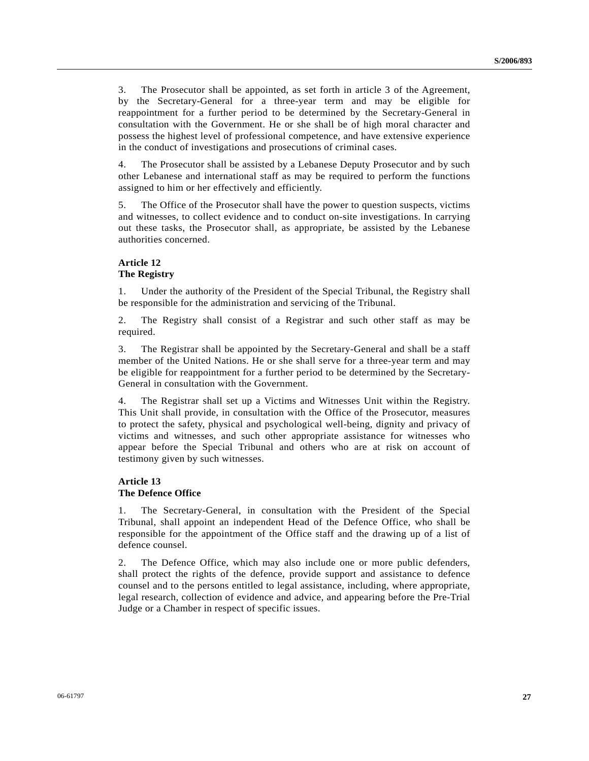3. The Prosecutor shall be appointed, as set forth in article 3 of the Agreement, by the Secretary-General for a three-year term and may be eligible for reappointment for a further period to be determined by the Secretary-General in consultation with the Government. He or she shall be of high moral character and possess the highest level of professional competence, and have extensive experience in the conduct of investigations and prosecutions of criminal cases.

4. The Prosecutor shall be assisted by a Lebanese Deputy Prosecutor and by such other Lebanese and international staff as may be required to perform the functions assigned to him or her effectively and efficiently.

5. The Office of the Prosecutor shall have the power to question suspects, victims and witnesses, to collect evidence and to conduct on-site investigations. In carrying out these tasks, the Prosecutor shall, as appropriate, be assisted by the Lebanese authorities concerned.

**Article 12**
**The Registry**

1. Under the authority of the President of the Special Tribunal, the Registry shall be responsible for the administration and servicing of the Tribunal.

2. The Registry shall consist of a Registrar and such other staff as may be required.

3. The Registrar shall be appointed by the Secretary-General and shall be a staff member of the United Nations. He or she shall serve for a three-year term and may be eligible for reappointment for a further period to be determined by the Secretary-General in consultation with the Government.

4. The Registrar shall set up a Victims and Witnesses Unit within the Registry. This Unit shall provide, in consultation with the Office of the Prosecutor, measures to protect the safety, physical and psychological well-being, dignity and privacy of victims and witnesses, and such other appropriate assistance for witnesses who appear before the Special Tribunal and others who are at risk on account of testimony given by such witnesses.

**Article 13**
**The Defence Office**

1. The Secretary-General, in consultation with the President of the Special Tribunal, shall appoint an independent Head of the Defence Office, who shall be responsible for the appointment of the Office staff and the drawing up of a list of defence counsel.

2. The Defence Office, which may also include one or more public defenders, shall protect the rights of the defence, provide support and assistance to defence counsel and to the persons entitled to legal assistance, including, where appropriate, legal research, collection of evidence and advice, and appearing before the Pre-Trial Judge or a Chamber in respect of specific issues.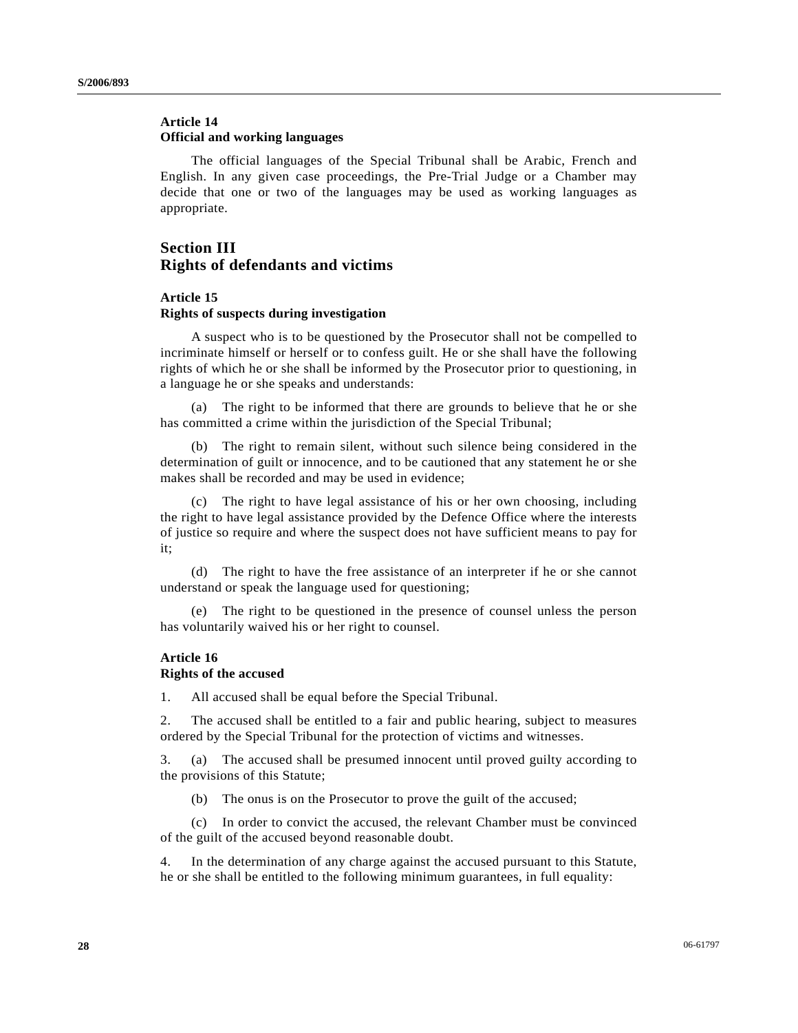### Article 14
### Official and working languages

The official languages of the Special Tribunal shall be Arabic, French and English. In any given case proceedings, the Pre-Trial Judge or a Chamber may decide that one or two of the languages may be used as working languages as appropriate.

## Section III
## Rights of defendants and victims

### Article 15
### Rights of suspects during investigation

A suspect who is to be questioned by the Prosecutor shall not be compelled to incriminate himself or herself or to confess guilt. He or she shall have the following rights of which he or she shall be informed by the Prosecutor prior to questioning, in a language he or she speaks and understands:

(a) The right to be informed that there are grounds to believe that he or she has committed a crime within the jurisdiction of the Special Tribunal;

(b) The right to remain silent, without such silence being considered in the determination of guilt or innocence, and to be cautioned that any statement he or she makes shall be recorded and may be used in evidence;

(c) The right to have legal assistance of his or her own choosing, including the right to have legal assistance provided by the Defence Office where the interests of justice so require and where the suspect does not have sufficient means to pay for it;

(d) The right to have the free assistance of an interpreter if he or she cannot understand or speak the language used for questioning;

(e) The right to be questioned in the presence of counsel unless the person has voluntarily waived his or her right to counsel.

### Article 16
### Rights of the accused

1. All accused shall be equal before the Special Tribunal.

2. The accused shall be entitled to a fair and public hearing, subject to measures ordered by the Special Tribunal for the protection of victims and witnesses.

3. (a) The accused shall be presumed innocent until proved guilty according to the provisions of this Statute;

(b) The onus is on the Prosecutor to prove the guilt of the accused;

(c) In order to convict the accused, the relevant Chamber must be convinced of the guilt of the accused beyond reasonable doubt.

4. In the determination of any charge against the accused pursuant to this Statute, he or she shall be entitled to the following minimum guarantees, in full equality: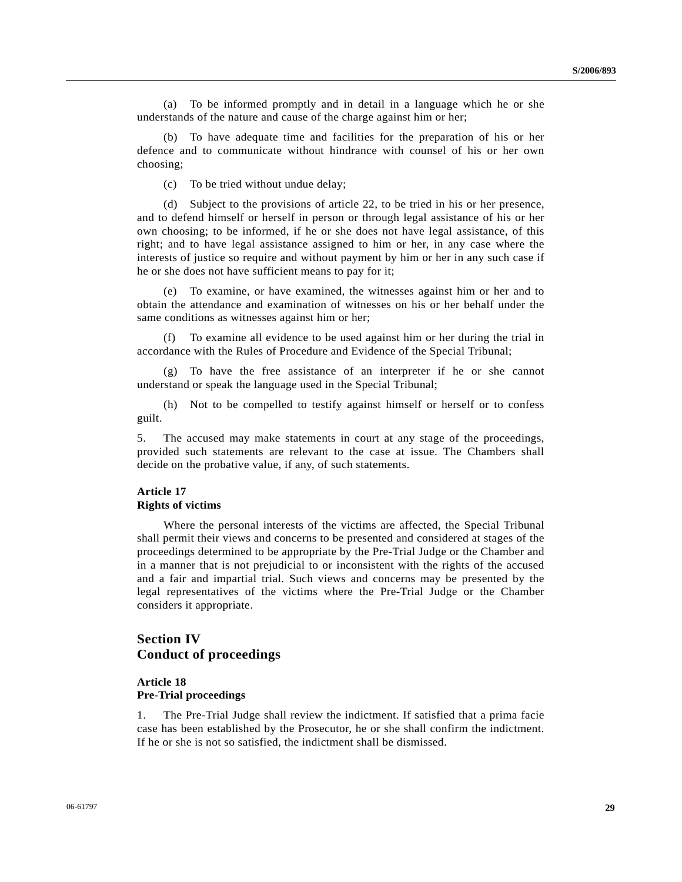(a) To be informed promptly and in detail in a language which he or she understands of the nature and cause of the charge against him or her;

(b) To have adequate time and facilities for the preparation of his or her defence and to communicate without hindrance with counsel of his or her own choosing;

(c) To be tried without undue delay;

(d) Subject to the provisions of article 22, to be tried in his or her presence, and to defend himself or herself in person or through legal assistance of his or her own choosing; to be informed, if he or she does not have legal assistance, of this right; and to have legal assistance assigned to him or her, in any case where the interests of justice so require and without payment by him or her in any such case if he or she does not have sufficient means to pay for it;

(e) To examine, or have examined, the witnesses against him or her and to obtain the attendance and examination of witnesses on his or her behalf under the same conditions as witnesses against him or her;

(f) To examine all evidence to be used against him or her during the trial in accordance with the Rules of Procedure and Evidence of the Special Tribunal;

(g) To have the free assistance of an interpreter if he or she cannot understand or speak the language used in the Special Tribunal;

(h) Not to be compelled to testify against himself or herself or to confess guilt.

5. The accused may make statements in court at any stage of the proceedings, provided such statements are relevant to the case at issue. The Chambers shall decide on the probative value, if any, of such statements.

### Article 17
### Rights of victims

Where the personal interests of the victims are affected, the Special Tribunal shall permit their views and concerns to be presented and considered at stages of the proceedings determined to be appropriate by the Pre-Trial Judge or the Chamber and in a manner that is not prejudicial to or inconsistent with the rights of the accused and a fair and impartial trial. Such views and concerns may be presented by the legal representatives of the victims where the Pre-Trial Judge or the Chamber considers it appropriate.

## Section IV
## Conduct of proceedings

### Article 18
### Pre-Trial proceedings

1. The Pre-Trial Judge shall review the indictment. If satisfied that a prima facie case has been established by the Prosecutor, he or she shall confirm the indictment. If he or she is not so satisfied, the indictment shall be dismissed.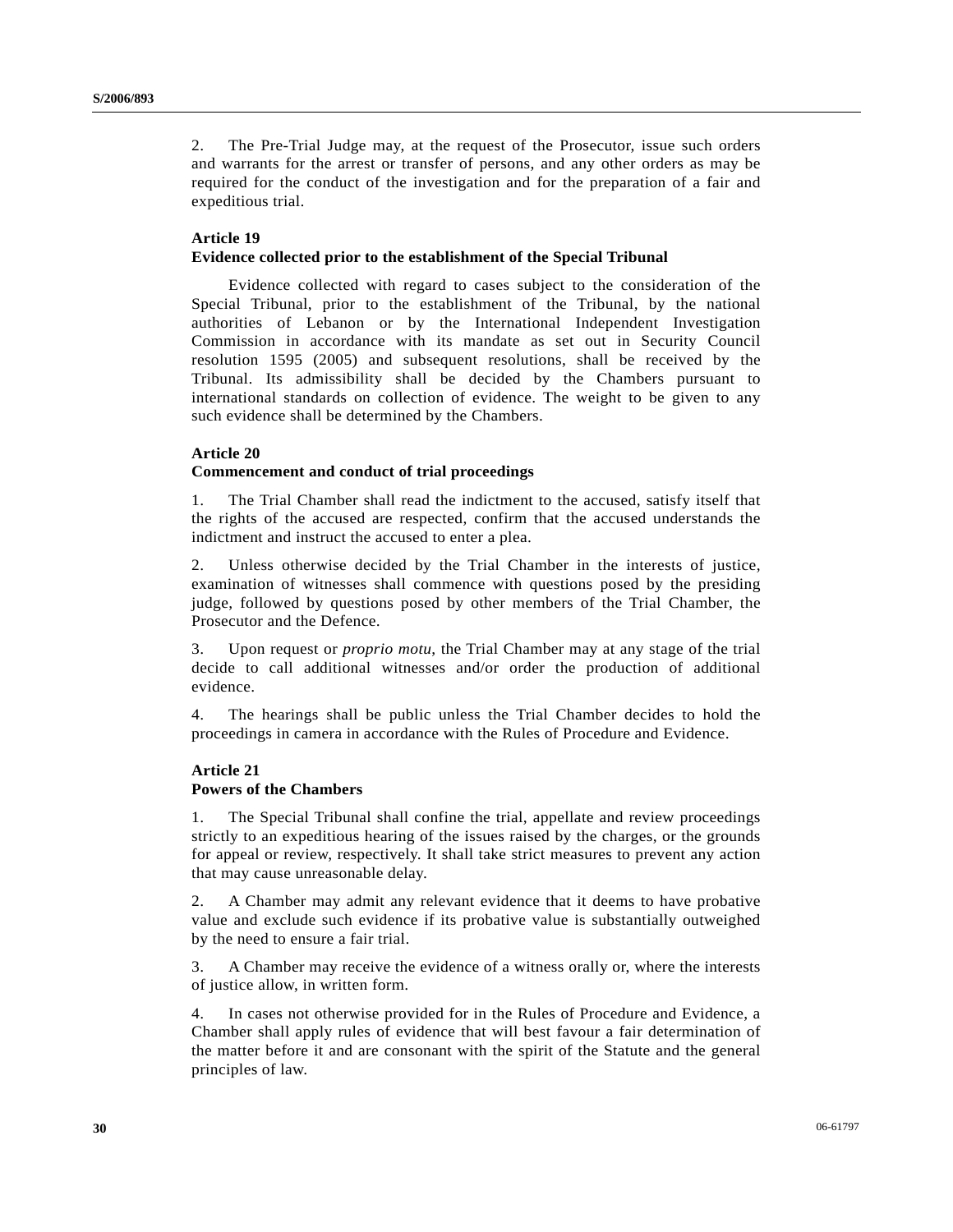2. The Pre-Trial Judge may, at the request of the Prosecutor, issue such orders and warrants for the arrest or transfer of persons, and any other orders as may be required for the conduct of the investigation and for the preparation of a fair and expeditious trial.

**Article 19**
**Evidence collected prior to the establishment of the Special Tribunal**

Evidence collected with regard to cases subject to the consideration of the Special Tribunal, prior to the establishment of the Tribunal, by the national authorities of Lebanon or by the International Independent Investigation Commission in accordance with its mandate as set out in Security Council resolution 1595 (2005) and subsequent resolutions, shall be received by the Tribunal. Its admissibility shall be decided by the Chambers pursuant to international standards on collection of evidence. The weight to be given to any such evidence shall be determined by the Chambers.

**Article 20**
**Commencement and conduct of trial proceedings**

1. The Trial Chamber shall read the indictment to the accused, satisfy itself that the rights of the accused are respected, confirm that the accused understands the indictment and instruct the accused to enter a plea.

2. Unless otherwise decided by the Trial Chamber in the interests of justice, examination of witnesses shall commence with questions posed by the presiding judge, followed by questions posed by other members of the Trial Chamber, the Prosecutor and the Defence.

3. Upon request or *proprio motu*, the Trial Chamber may at any stage of the trial decide to call additional witnesses and/or order the production of additional evidence.

4. The hearings shall be public unless the Trial Chamber decides to hold the proceedings in camera in accordance with the Rules of Procedure and Evidence.

**Article 21**
**Powers of the Chambers**

1. The Special Tribunal shall confine the trial, appellate and review proceedings strictly to an expeditious hearing of the issues raised by the charges, or the grounds for appeal or review, respectively. It shall take strict measures to prevent any action that may cause unreasonable delay.

2. A Chamber may admit any relevant evidence that it deems to have probative value and exclude such evidence if its probative value is substantially outweighed by the need to ensure a fair trial.

3. A Chamber may receive the evidence of a witness orally or, where the interests of justice allow, in written form.

4. In cases not otherwise provided for in the Rules of Procedure and Evidence, a Chamber shall apply rules of evidence that will best favour a fair determination of the matter before it and are consonant with the spirit of the Statute and the general principles of law.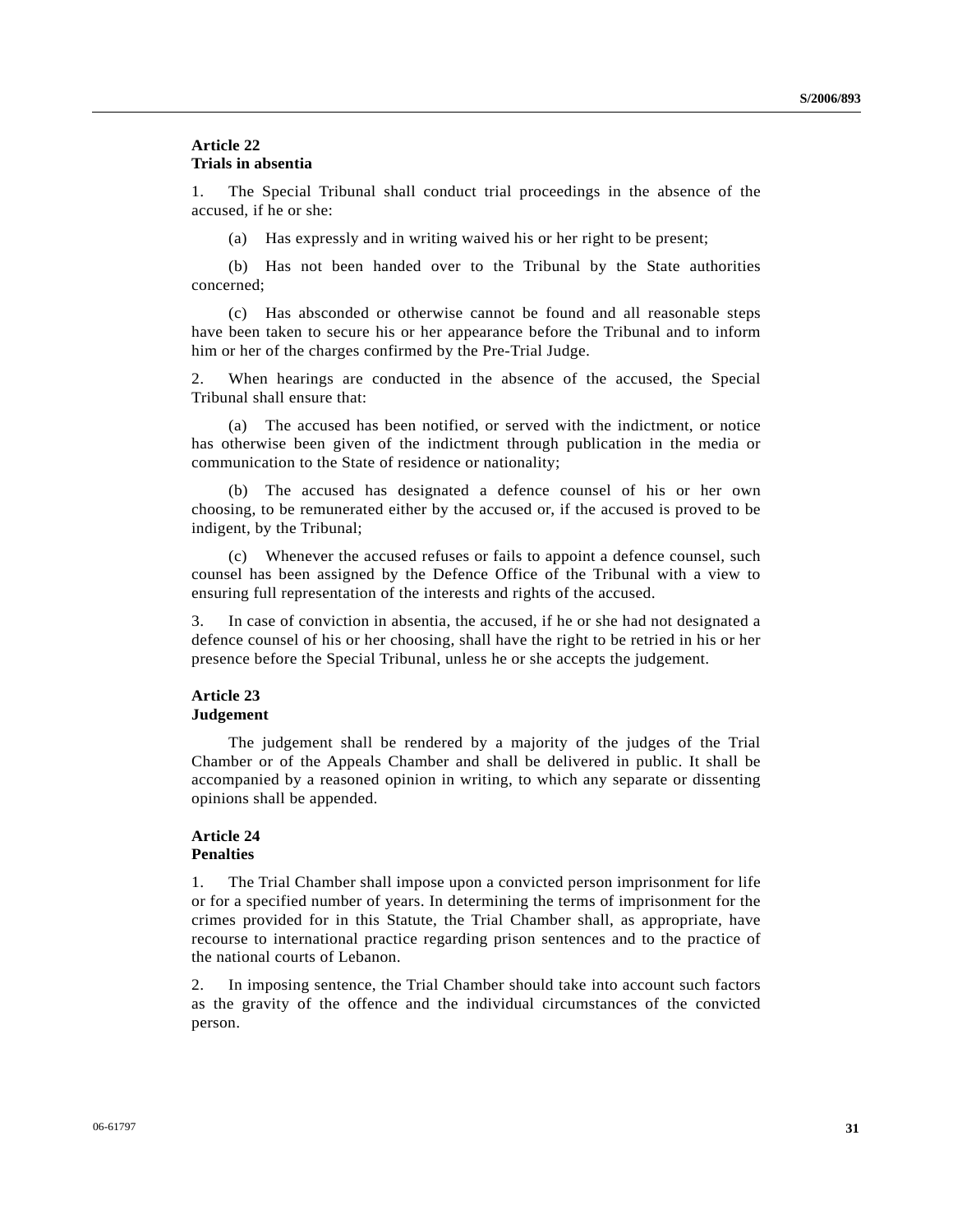**Article 22**
**Trials in absentia**

1. The Special Tribunal shall conduct trial proceedings in the absence of the accused, if he or she:

(a) Has expressly and in writing waived his or her right to be present;

(b) Has not been handed over to the Tribunal by the State authorities concerned;

(c) Has absconded or otherwise cannot be found and all reasonable steps have been taken to secure his or her appearance before the Tribunal and to inform him or her of the charges confirmed by the Pre-Trial Judge.

2. When hearings are conducted in the absence of the accused, the Special Tribunal shall ensure that:

(a) The accused has been notified, or served with the indictment, or notice has otherwise been given of the indictment through publication in the media or communication to the State of residence or nationality;

(b) The accused has designated a defence counsel of his or her own choosing, to be remunerated either by the accused or, if the accused is proved to be indigent, by the Tribunal;

(c) Whenever the accused refuses or fails to appoint a defence counsel, such counsel has been assigned by the Defence Office of the Tribunal with a view to ensuring full representation of the interests and rights of the accused.

3. In case of conviction in absentia, the accused, if he or she had not designated a defence counsel of his or her choosing, shall have the right to be retried in his or her presence before the Special Tribunal, unless he or she accepts the judgement.

**Article 23**
**Judgement**

The judgement shall be rendered by a majority of the judges of the Trial Chamber or of the Appeals Chamber and shall be delivered in public. It shall be accompanied by a reasoned opinion in writing, to which any separate or dissenting opinions shall be appended.

**Article 24**
**Penalties**

1. The Trial Chamber shall impose upon a convicted person imprisonment for life or for a specified number of years. In determining the terms of imprisonment for the crimes provided for in this Statute, the Trial Chamber shall, as appropriate, have recourse to international practice regarding prison sentences and to the practice of the national courts of Lebanon.

2. In imposing sentence, the Trial Chamber should take into account such factors as the gravity of the offence and the individual circumstances of the convicted person.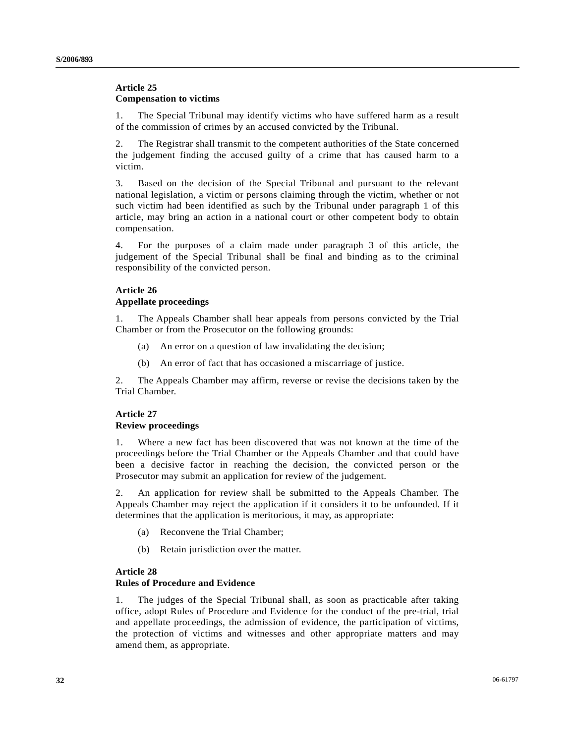### Article 25
### Compensation to victims

1. The Special Tribunal may identify victims who have suffered harm as a result of the commission of crimes by an accused convicted by the Tribunal.

2. The Registrar shall transmit to the competent authorities of the State concerned the judgement finding the accused guilty of a crime that has caused harm to a victim.

3. Based on the decision of the Special Tribunal and pursuant to the relevant national legislation, a victim or persons claiming through the victim, whether or not such victim had been identified as such by the Tribunal under paragraph 1 of this article, may bring an action in a national court or other competent body to obtain compensation.

4. For the purposes of a claim made under paragraph 3 of this article, the judgement of the Special Tribunal shall be final and binding as to the criminal responsibility of the convicted person.

### Article 26
### Appellate proceedings

1. The Appeals Chamber shall hear appeals from persons convicted by the Trial Chamber or from the Prosecutor on the following grounds:

   (a) An error on a question of law invalidating the decision;

   (b) An error of fact that has occasioned a miscarriage of justice.

2. The Appeals Chamber may affirm, reverse or revise the decisions taken by the Trial Chamber.

### Article 27
### Review proceedings

1. Where a new fact has been discovered that was not known at the time of the proceedings before the Trial Chamber or the Appeals Chamber and that could have been a decisive factor in reaching the decision, the convicted person or the Prosecutor may submit an application for review of the judgement.

2. An application for review shall be submitted to the Appeals Chamber. The Appeals Chamber may reject the application if it considers it to be unfounded. If it determines that the application is meritorious, it may, as appropriate:

   (a) Reconvene the Trial Chamber;

   (b) Retain jurisdiction over the matter.

### Article 28
### Rules of Procedure and Evidence

1. The judges of the Special Tribunal shall, as soon as practicable after taking office, adopt Rules of Procedure and Evidence for the conduct of the pre-trial, trial and appellate proceedings, the admission of evidence, the participation of victims, the protection of victims and witnesses and other appropriate matters and may amend them, as appropriate.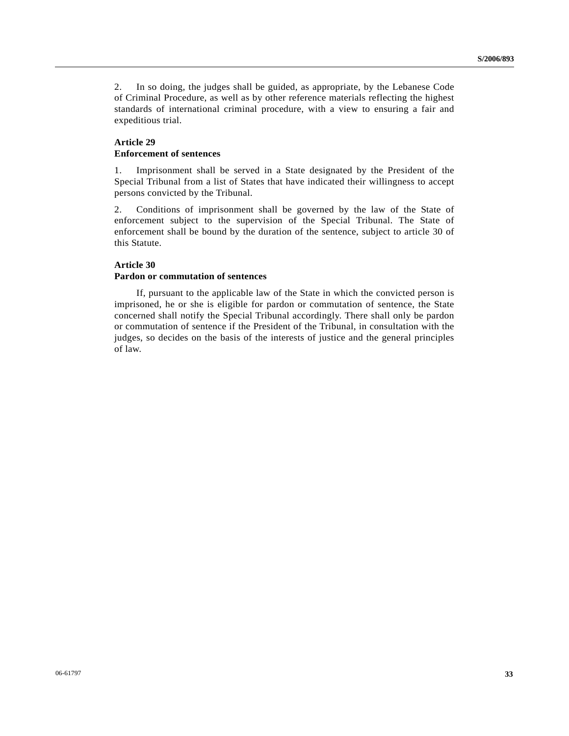2. In so doing, the judges shall be guided, as appropriate, by the Lebanese Code of Criminal Procedure, as well as by other reference materials reflecting the highest standards of international criminal procedure, with a view to ensuring a fair and expeditious trial.

**Article 29**
**Enforcement of sentences**

1. Imprisonment shall be served in a State designated by the President of the Special Tribunal from a list of States that have indicated their willingness to accept persons convicted by the Tribunal.

2. Conditions of imprisonment shall be governed by the law of the State of enforcement subject to the supervision of the Special Tribunal. The State of enforcement shall be bound by the duration of the sentence, subject to article 30 of this Statute.

**Article 30**
**Pardon or commutation of sentences**

If, pursuant to the applicable law of the State in which the convicted person is imprisoned, he or she is eligible for pardon or commutation of sentence, the State concerned shall notify the Special Tribunal accordingly. There shall only be pardon or commutation of sentence if the President of the Tribunal, in consultation with the judges, so decides on the basis of the interests of justice and the general principles of law.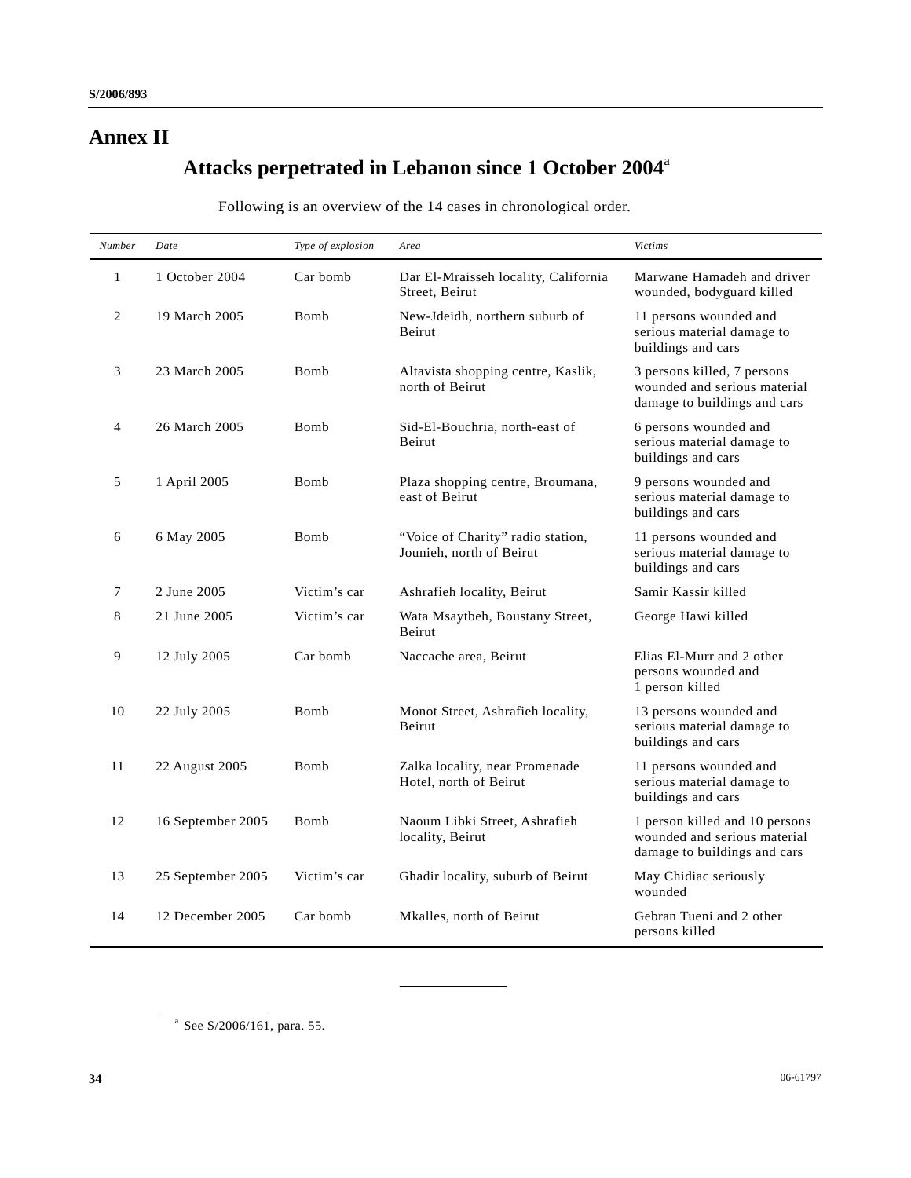# Annex II

## Attacks perpetrated in Lebanon since 1 October 2004[a]

Following is an overview of the 14 cases in chronological order.

| *Number* | *Date* | *Type of explosion* | *Area* | *Victims* |
|---|---|---|---|---|
| 1 | 1 October 2004 | Car bomb | Dar El-Mraisseh locality, California Street, Beirut | Marwane Hamadeh and driver wounded, bodyguard killed |
| 2 | 19 March 2005 | Bomb | New-Jdeidh, northern suburb of Beirut | 11 persons wounded and serious material damage to buildings and cars |
| 3 | 23 March 2005 | Bomb | Altavista shopping centre, Kaslik, north of Beirut | 3 persons killed, 7 persons wounded and serious material damage to buildings and cars |
| 4 | 26 March 2005 | Bomb | Sid-El-Bouchria, north-east of Beirut | 6 persons wounded and serious material damage to buildings and cars |
| 5 | 1 April 2005 | Bomb | Plaza shopping centre, Broumana, east of Beirut | 9 persons wounded and serious material damage to buildings and cars |
| 6 | 6 May 2005 | Bomb | "Voice of Charity" radio station, Jounieh, north of Beirut | 11 persons wounded and serious material damage to buildings and cars |
| 7 | 2 June 2005 | Victim's car | Ashrafieh locality, Beirut | Samir Kassir killed |
| 8 | 21 June 2005 | Victim's car | Wata Msaytbeh, Boustany Street, Beirut | George Hawi killed |
| 9 | 12 July 2005 | Car bomb | Naccache area, Beirut | Elias El-Murr and 2 other persons wounded and 1 person killed |
| 10 | 22 July 2005 | Bomb | Monot Street, Ashrafieh locality, Beirut | 13 persons wounded and serious material damage to buildings and cars |
| 11 | 22 August 2005 | Bomb | Zalka locality, near Promenade Hotel, north of Beirut | 11 persons wounded and serious material damage to buildings and cars |
| 12 | 16 September 2005 | Bomb | Naoum Libki Street, Ashrafieh locality, Beirut | 1 person killed and 10 persons wounded and serious material damage to buildings and cars |
| 13 | 25 September 2005 | Victim's car | Ghadir locality, suburb of Beirut | May Chidiac seriously wounded |
| 14 | 12 December 2005 | Car bomb | Mkalles, north of Beirut | Gebran Tueni and 2 other persons killed |

---

[a] See S/2006/161, para. 55.